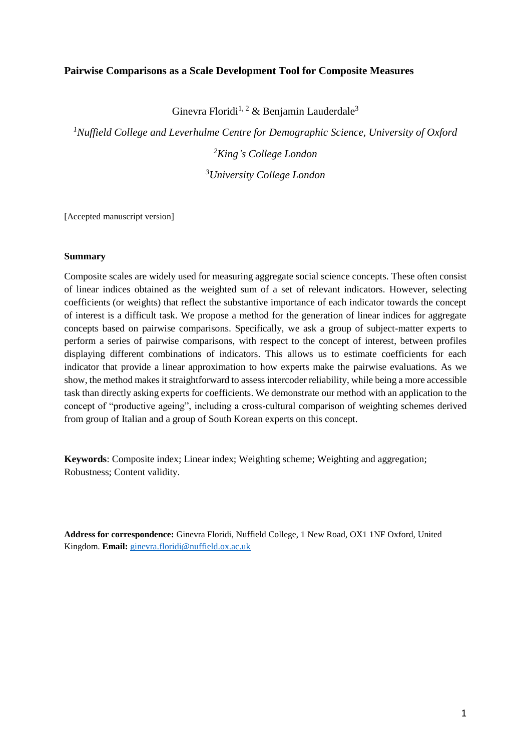**Pairwise Comparisons as a Scale Development Tool for Composite Measures**

Ginevra Floridi[1, 2] & Benjamin Lauderdale[3]

[1]*Nuffield College and Leverhulme Centre for Demographic Science, University of Oxford*

[2]*King's College London*

[3]*University College London*

[Accepted manuscript version]

**Summary**

Composite scales are widely used for measuring aggregate social science concepts. These often consist of linear indices obtained as the weighted sum of a set of relevant indicators. However, selecting coefficients (or weights) that reflect the substantive importance of each indicator towards the concept of interest is a difficult task. We propose a method for the generation of linear indices for aggregate concepts based on pairwise comparisons. Specifically, we ask a group of subject-matter experts to perform a series of pairwise comparisons, with respect to the concept of interest, between profiles displaying different combinations of indicators. This allows us to estimate coefficients for each indicator that provide a linear approximation to how experts make the pairwise evaluations. As we show, the method makes it straightforward to assess intercoder reliability, while being a more accessible task than directly asking experts for coefficients. We demonstrate our method with an application to the concept of "productive ageing", including a cross-cultural comparison of weighting schemes derived from group of Italian and a group of South Korean experts on this concept.

**Keywords**: Composite index; Linear index; Weighting scheme; Weighting and aggregation; Robustness; Content validity.

**Address for correspondence:** Ginevra Floridi, Nuffield College, 1 New Road, OX1 1NF Oxford, United Kingdom. **Email:** ginevra.floridi@nuffield.ox.ac.uk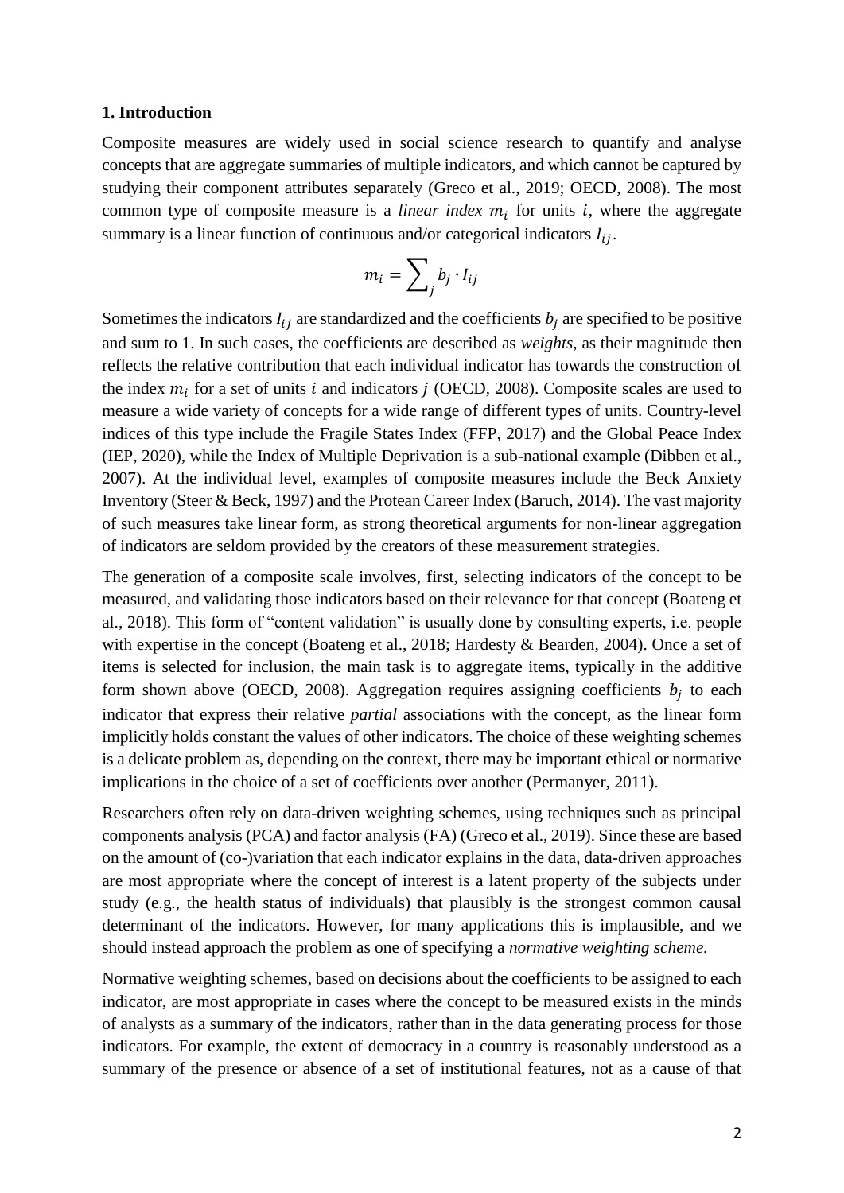### 1. Introduction

Composite measures are widely used in social science research to quantify and analyse concepts that are aggregate summaries of multiple indicators, and which cannot be captured by studying their component attributes separately (Greco et al., 2019; OECD, 2008). The most common type of composite measure is a *linear index* $m_i$ for units $i$, where the aggregate summary is a linear function of continuous and/or categorical indicators $I_{ij}$.

$$m_i = \sum_j b_j \cdot I_{ij}$$

Sometimes the indicators $I_{ij}$ are standardized and the coefficients $b_j$ are specified to be positive and sum to 1. In such cases, the coefficients are described as *weights*, as their magnitude then reflects the relative contribution that each individual indicator has towards the construction of the index $m_i$ for a set of units $i$ and indicators $j$ (OECD, 2008). Composite scales are used to measure a wide variety of concepts for a wide range of different types of units. Country-level indices of this type include the Fragile States Index (FFP, 2017) and the Global Peace Index (IEP, 2020), while the Index of Multiple Deprivation is a sub-national example (Dibben et al., 2007). At the individual level, examples of composite measures include the Beck Anxiety Inventory (Steer & Beck, 1997) and the Protean Career Index (Baruch, 2014). The vast majority of such measures take linear form, as strong theoretical arguments for non-linear aggregation of indicators are seldom provided by the creators of these measurement strategies.

The generation of a composite scale involves, first, selecting indicators of the concept to be measured, and validating those indicators based on their relevance for that concept (Boateng et al., 2018). This form of "content validation" is usually done by consulting experts, i.e. people with expertise in the concept (Boateng et al., 2018; Hardesty & Bearden, 2004). Once a set of items is selected for inclusion, the main task is to aggregate items, typically in the additive form shown above (OECD, 2008). Aggregation requires assigning coefficients $b_j$ to each indicator that express their relative *partial* associations with the concept, as the linear form implicitly holds constant the values of other indicators. The choice of these weighting schemes is a delicate problem as, depending on the context, there may be important ethical or normative implications in the choice of a set of coefficients over another (Permanyer, 2011).

Researchers often rely on data-driven weighting schemes, using techniques such as principal components analysis (PCA) and factor analysis (FA) (Greco et al., 2019). Since these are based on the amount of (co-)variation that each indicator explains in the data, data-driven approaches are most appropriate where the concept of interest is a latent property of the subjects under study (e.g., the health status of individuals) that plausibly is the strongest common causal determinant of the indicators. However, for many applications this is implausible, and we should instead approach the problem as one of specifying a *normative weighting scheme.*

Normative weighting schemes, based on decisions about the coefficients to be assigned to each indicator, are most appropriate in cases where the concept to be measured exists in the minds of analysts as a summary of the indicators, rather than in the data generating process for those indicators. For example, the extent of democracy in a country is reasonably understood as a summary of the presence or absence of a set of institutional features, not as a cause of that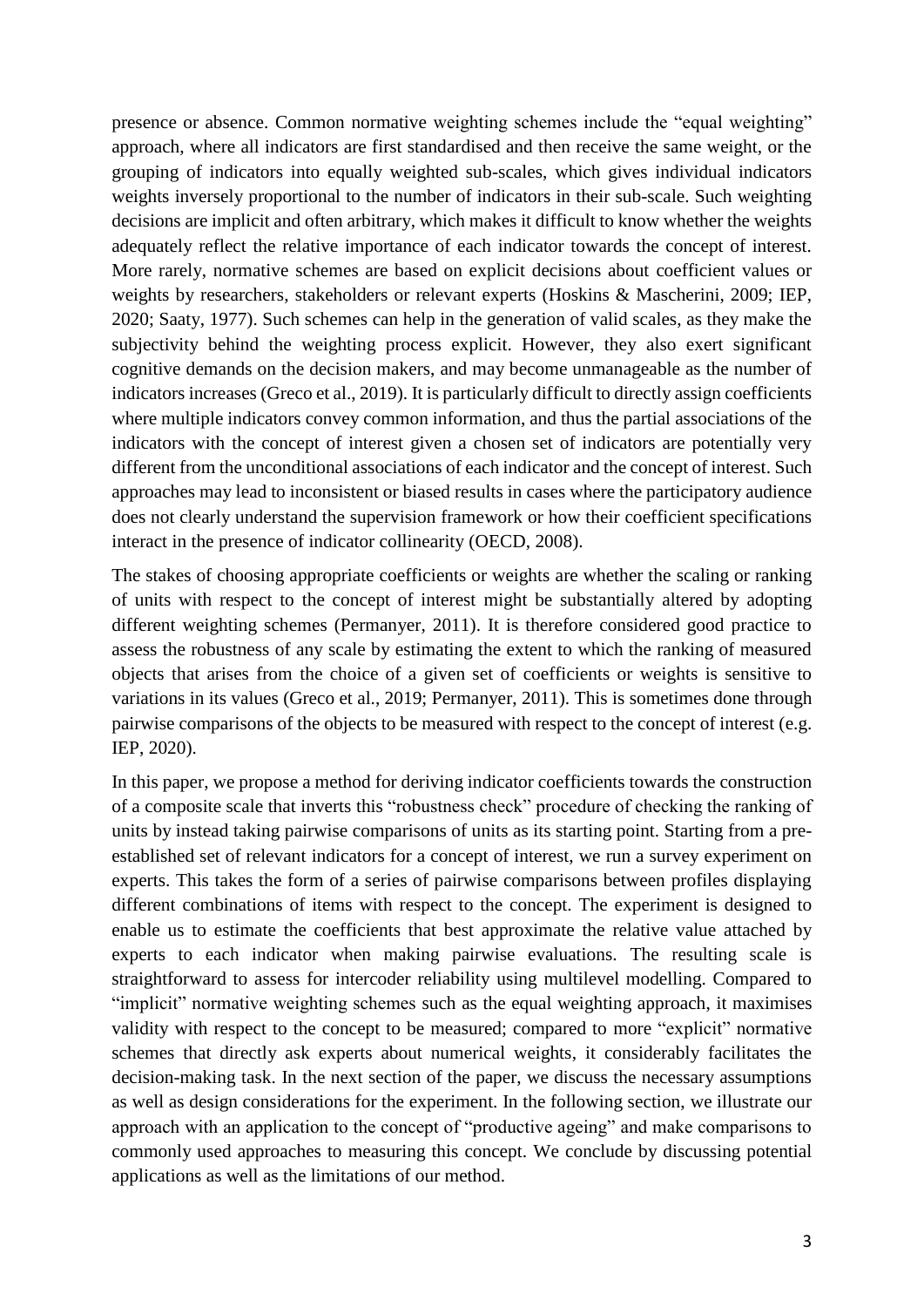presence or absence. Common normative weighting schemes include the "equal weighting" approach, where all indicators are first standardised and then receive the same weight, or the grouping of indicators into equally weighted sub-scales, which gives individual indicators weights inversely proportional to the number of indicators in their sub-scale. Such weighting decisions are implicit and often arbitrary, which makes it difficult to know whether the weights adequately reflect the relative importance of each indicator towards the concept of interest. More rarely, normative schemes are based on explicit decisions about coefficient values or weights by researchers, stakeholders or relevant experts (Hoskins & Mascherini, 2009; IEP, 2020; Saaty, 1977). Such schemes can help in the generation of valid scales, as they make the subjectivity behind the weighting process explicit. However, they also exert significant cognitive demands on the decision makers, and may become unmanageable as the number of indicators increases (Greco et al., 2019). It is particularly difficult to directly assign coefficients where multiple indicators convey common information, and thus the partial associations of the indicators with the concept of interest given a chosen set of indicators are potentially very different from the unconditional associations of each indicator and the concept of interest. Such approaches may lead to inconsistent or biased results in cases where the participatory audience does not clearly understand the supervision framework or how their coefficient specifications interact in the presence of indicator collinearity (OECD, 2008).

The stakes of choosing appropriate coefficients or weights are whether the scaling or ranking of units with respect to the concept of interest might be substantially altered by adopting different weighting schemes (Permanyer, 2011). It is therefore considered good practice to assess the robustness of any scale by estimating the extent to which the ranking of measured objects that arises from the choice of a given set of coefficients or weights is sensitive to variations in its values (Greco et al., 2019; Permanyer, 2011). This is sometimes done through pairwise comparisons of the objects to be measured with respect to the concept of interest (e.g. IEP, 2020).

In this paper, we propose a method for deriving indicator coefficients towards the construction of a composite scale that inverts this "robustness check" procedure of checking the ranking of units by instead taking pairwise comparisons of units as its starting point. Starting from a pre-established set of relevant indicators for a concept of interest, we run a survey experiment on experts. This takes the form of a series of pairwise comparisons between profiles displaying different combinations of items with respect to the concept. The experiment is designed to enable us to estimate the coefficients that best approximate the relative value attached by experts to each indicator when making pairwise evaluations. The resulting scale is straightforward to assess for intercoder reliability using multilevel modelling. Compared to "implicit" normative weighting schemes such as the equal weighting approach, it maximises validity with respect to the concept to be measured; compared to more "explicit" normative schemes that directly ask experts about numerical weights, it considerably facilitates the decision-making task. In the next section of the paper, we discuss the necessary assumptions as well as design considerations for the experiment. In the following section, we illustrate our approach with an application to the concept of "productive ageing" and make comparisons to commonly used approaches to measuring this concept. We conclude by discussing potential applications as well as the limitations of our method.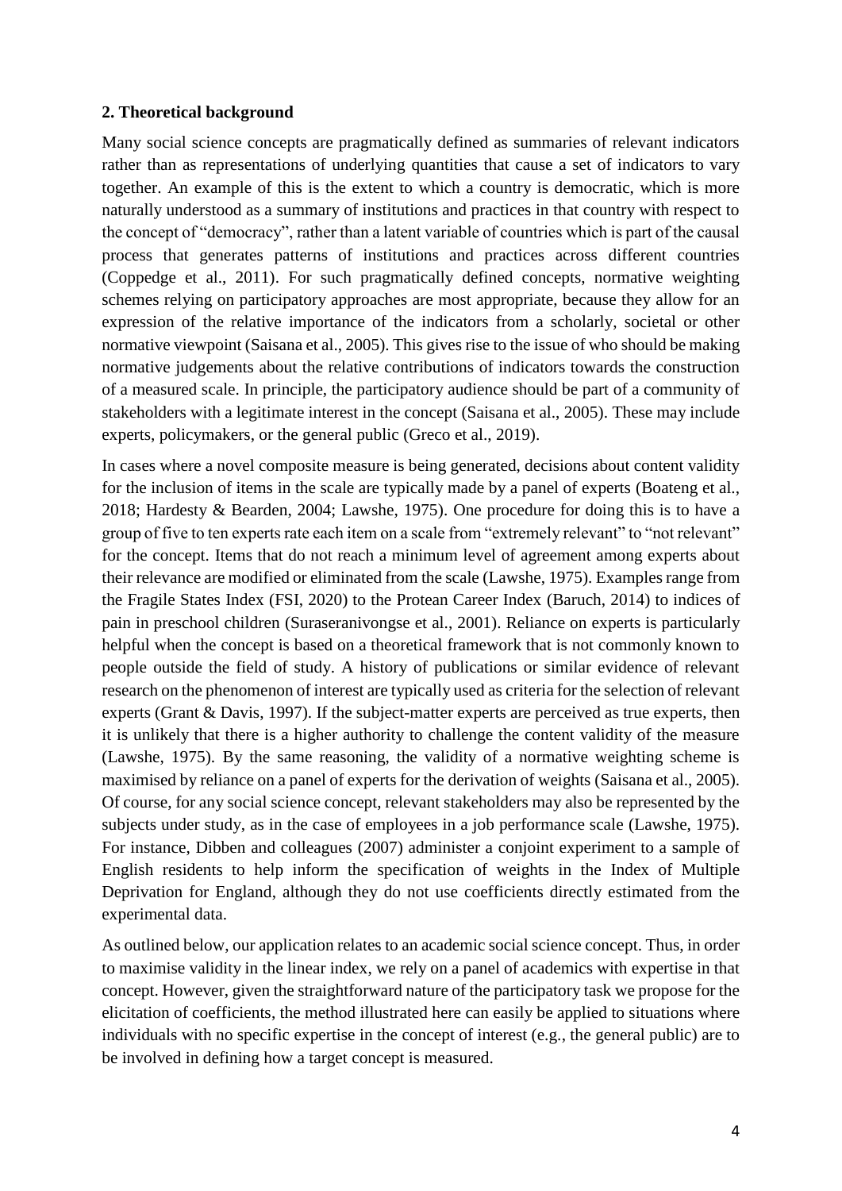## 2. Theoretical background

Many social science concepts are pragmatically defined as summaries of relevant indicators rather than as representations of underlying quantities that cause a set of indicators to vary together. An example of this is the extent to which a country is democratic, which is more naturally understood as a summary of institutions and practices in that country with respect to the concept of "democracy", rather than a latent variable of countries which is part of the causal process that generates patterns of institutions and practices across different countries (Coppedge et al., 2011). For such pragmatically defined concepts, normative weighting schemes relying on participatory approaches are most appropriate, because they allow for an expression of the relative importance of the indicators from a scholarly, societal or other normative viewpoint (Saisana et al., 2005). This gives rise to the issue of who should be making normative judgements about the relative contributions of indicators towards the construction of a measured scale. In principle, the participatory audience should be part of a community of stakeholders with a legitimate interest in the concept (Saisana et al., 2005). These may include experts, policymakers, or the general public (Greco et al., 2019).

In cases where a novel composite measure is being generated, decisions about content validity for the inclusion of items in the scale are typically made by a panel of experts (Boateng et al., 2018; Hardesty & Bearden, 2004; Lawshe, 1975). One procedure for doing this is to have a group of five to ten experts rate each item on a scale from "extremely relevant" to "not relevant" for the concept. Items that do not reach a minimum level of agreement among experts about their relevance are modified or eliminated from the scale (Lawshe, 1975). Examples range from the Fragile States Index (FSI, 2020) to the Protean Career Index (Baruch, 2014) to indices of pain in preschool children (Suraseranivongse et al., 2001). Reliance on experts is particularly helpful when the concept is based on a theoretical framework that is not commonly known to people outside the field of study. A history of publications or similar evidence of relevant research on the phenomenon of interest are typically used as criteria for the selection of relevant experts (Grant & Davis, 1997). If the subject-matter experts are perceived as true experts, then it is unlikely that there is a higher authority to challenge the content validity of the measure (Lawshe, 1975). By the same reasoning, the validity of a normative weighting scheme is maximised by reliance on a panel of experts for the derivation of weights (Saisana et al., 2005). Of course, for any social science concept, relevant stakeholders may also be represented by the subjects under study, as in the case of employees in a job performance scale (Lawshe, 1975). For instance, Dibben and colleagues (2007) administer a conjoint experiment to a sample of English residents to help inform the specification of weights in the Index of Multiple Deprivation for England, although they do not use coefficients directly estimated from the experimental data.

As outlined below, our application relates to an academic social science concept. Thus, in order to maximise validity in the linear index, we rely on a panel of academics with expertise in that concept. However, given the straightforward nature of the participatory task we propose for the elicitation of coefficients, the method illustrated here can easily be applied to situations where individuals with no specific expertise in the concept of interest (e.g., the general public) are to be involved in defining how a target concept is measured.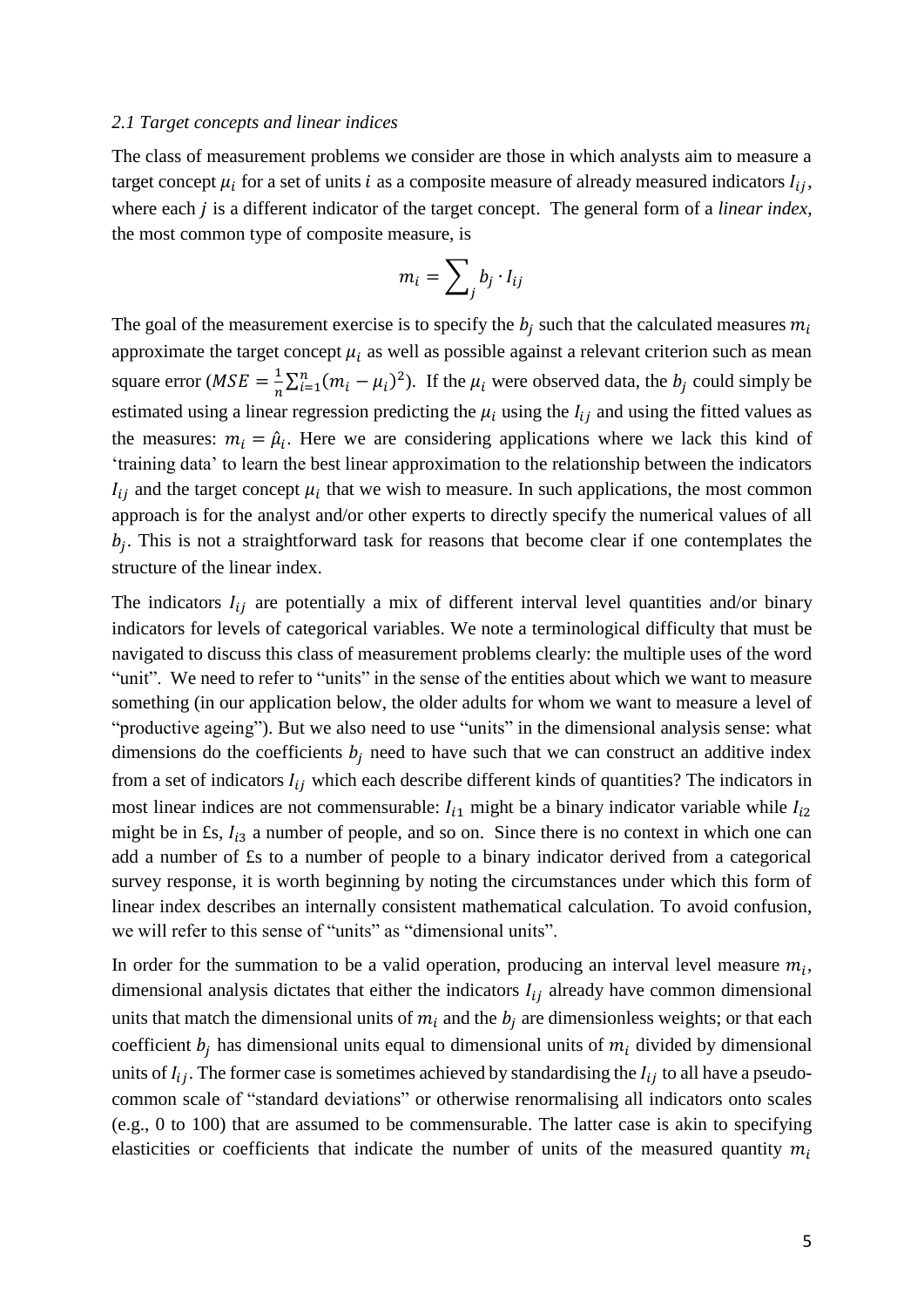*2.1 Target concepts and linear indices*

The class of measurement problems we consider are those in which analysts aim to measure a target concept $\mu_i$ for a set of units $i$ as a composite measure of already measured indicators $I_{ij}$, where each $j$ is a different indicator of the target concept. The general form of a *linear index*, the most common type of composite measure, is

$$m_i = \sum_j b_j \cdot I_{ij}$$

The goal of the measurement exercise is to specify the $b_j$ such that the calculated measures $m_i$ approximate the target concept $\mu_i$ as well as possible against a relevant criterion such as mean square error ($MSE = \frac{1}{n}\sum_{i=1}^{n}(m_i - \mu_i)^2$). If the $\mu_i$ were observed data, the $b_j$ could simply be estimated using a linear regression predicting the $\mu_i$ using the $I_{ij}$ and using the fitted values as the measures: $m_i = \hat{\mu}_i$. Here we are considering applications where we lack this kind of 'training data' to learn the best linear approximation to the relationship between the indicators $I_{ij}$ and the target concept $\mu_i$ that we wish to measure. In such applications, the most common approach is for the analyst and/or other experts to directly specify the numerical values of all $b_j$. This is not a straightforward task for reasons that become clear if one contemplates the structure of the linear index.

The indicators $I_{ij}$ are potentially a mix of different interval level quantities and/or binary indicators for levels of categorical variables. We note a terminological difficulty that must be navigated to discuss this class of measurement problems clearly: the multiple uses of the word "unit". We need to refer to "units" in the sense of the entities about which we want to measure something (in our application below, the older adults for whom we want to measure a level of "productive ageing"). But we also need to use "units" in the dimensional analysis sense: what dimensions do the coefficients $b_j$ need to have such that we can construct an additive index from a set of indicators $I_{ij}$ which each describe different kinds of quantities? The indicators in most linear indices are not commensurable: $I_{i1}$ might be a binary indicator variable while $I_{i2}$ might be in £s, $I_{i3}$ a number of people, and so on. Since there is no context in which one can add a number of £s to a number of people to a binary indicator derived from a categorical survey response, it is worth beginning by noting the circumstances under which this form of linear index describes an internally consistent mathematical calculation. To avoid confusion, we will refer to this sense of "units" as "dimensional units".

In order for the summation to be a valid operation, producing an interval level measure $m_i$, dimensional analysis dictates that either the indicators $I_{ij}$ already have common dimensional units that match the dimensional units of $m_i$ and the $b_j$ are dimensionless weights; or that each coefficient $b_j$ has dimensional units equal to dimensional units of $m_i$ divided by dimensional units of $I_{ij}$. The former case is sometimes achieved by standardising the $I_{ij}$ to all have a pseudo-common scale of "standard deviations" or otherwise renormalising all indicators onto scales (e.g., 0 to 100) that are assumed to be commensurable. The latter case is akin to specifying elasticities or coefficients that indicate the number of units of the measured quantity $m_i$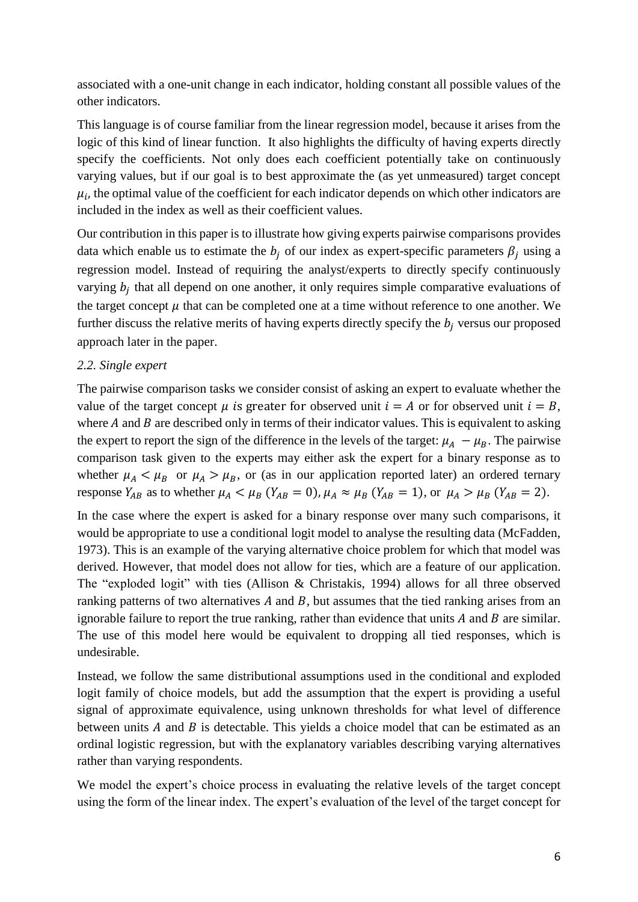associated with a one-unit change in each indicator, holding constant all possible values of the other indicators.

This language is of course familiar from the linear regression model, because it arises from the logic of this kind of linear function. It also highlights the difficulty of having experts directly specify the coefficients. Not only does each coefficient potentially take on continuously varying values, but if our goal is to best approximate the (as yet unmeasured) target concept $\mu_i$, the optimal value of the coefficient for each indicator depends on which other indicators are included in the index as well as their coefficient values.

Our contribution in this paper is to illustrate how giving experts pairwise comparisons provides data which enable us to estimate the $b_j$ of our index as expert-specific parameters $\beta_j$ using a regression model. Instead of requiring the analyst/experts to directly specify continuously varying $b_j$ that all depend on one another, it only requires simple comparative evaluations of the target concept $\mu$ that can be completed one at a time without reference to one another. We further discuss the relative merits of having experts directly specify the $b_j$ versus our proposed approach later in the paper.

*2.2. Single expert*

The pairwise comparison tasks we consider consist of asking an expert to evaluate whether the value of the target concept $\mu$ *is* greater for observed unit $i = A$ or for observed unit $i = B$, where $A$ and $B$ are described only in terms of their indicator values. This is equivalent to asking the expert to report the sign of the difference in the levels of the target: $\mu_A - \mu_B$. The pairwise comparison task given to the experts may either ask the expert for a binary response as to whether $\mu_A < \mu_B$ or $\mu_A > \mu_B$, or (as in our application reported later) an ordered ternary response $Y_{AB}$ as to whether $\mu_A < \mu_B$ ($Y_{AB} = 0$), $\mu_A \approx \mu_B$ ($Y_{AB} = 1$), or $\mu_A > \mu_B$ ($Y_{AB} = 2$).

In the case where the expert is asked for a binary response over many such comparisons, it would be appropriate to use a conditional logit model to analyse the resulting data (McFadden, 1973). This is an example of the varying alternative choice problem for which that model was derived. However, that model does not allow for ties, which are a feature of our application. The "exploded logit" with ties (Allison & Christakis, 1994) allows for all three observed ranking patterns of two alternatives $A$ and $B$, but assumes that the tied ranking arises from an ignorable failure to report the true ranking, rather than evidence that units $A$ and $B$ are similar. The use of this model here would be equivalent to dropping all tied responses, which is undesirable.

Instead, we follow the same distributional assumptions used in the conditional and exploded logit family of choice models, but add the assumption that the expert is providing a useful signal of approximate equivalence, using unknown thresholds for what level of difference between units $A$ and $B$ is detectable. This yields a choice model that can be estimated as an ordinal logistic regression, but with the explanatory variables describing varying alternatives rather than varying respondents.

We model the expert's choice process in evaluating the relative levels of the target concept using the form of the linear index. The expert's evaluation of the level of the target concept for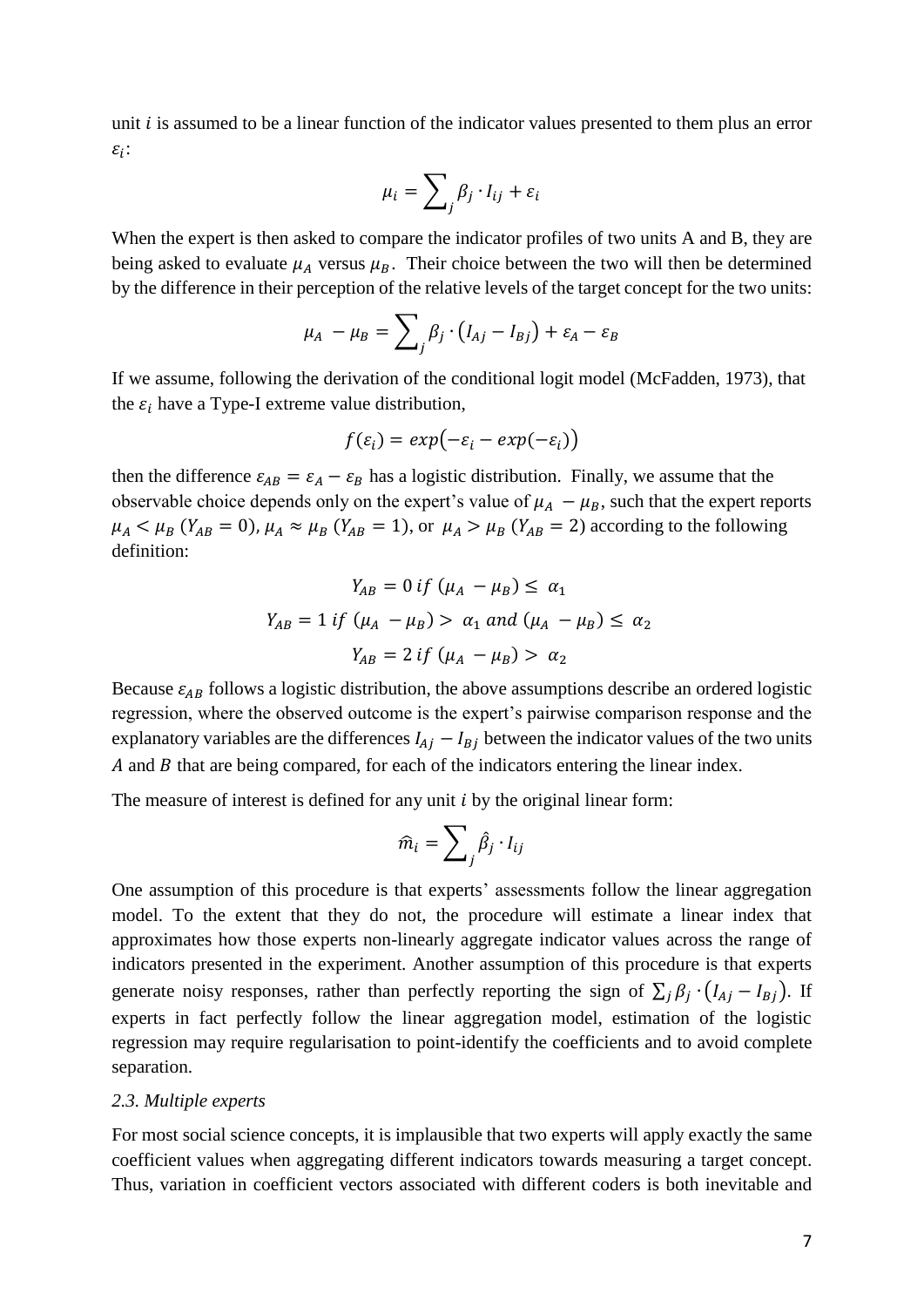unit $i$ is assumed to be a linear function of the indicator values presented to them plus an error $\varepsilon_i$:

$$\mu_i = \sum_j \beta_j \cdot I_{ij} + \varepsilon_i$$

When the expert is then asked to compare the indicator profiles of two units A and B, they are being asked to evaluate $\mu_A$ versus $\mu_B$. Their choice between the two will then be determined by the difference in their perception of the relative levels of the target concept for the two units:

$$\mu_A - \mu_B = \sum_j \beta_j \cdot (I_{Aj} - I_{Bj}) + \varepsilon_A - \varepsilon_B$$

If we assume, following the derivation of the conditional logit model (McFadden, 1973), that the $\varepsilon_i$ have a Type-I extreme value distribution,

$$f(\varepsilon_i) = exp(-\varepsilon_i - exp(-\varepsilon_i))$$

then the difference $\varepsilon_{AB} = \varepsilon_A - \varepsilon_B$ has a logistic distribution. Finally, we assume that the observable choice depends only on the expert's value of $\mu_A - \mu_B$, such that the expert reports $\mu_A < \mu_B$ ($Y_{AB} = 0$), $\mu_A \approx \mu_B$ ($Y_{AB} = 1$), or $\mu_A > \mu_B$ ($Y_{AB} = 2$) according to the following definition:

$$Y_{AB} = 0 \; if \; (\mu_A - \mu_B) \leq \alpha_1$$

$$Y_{AB} = 1 \; if \; (\mu_A - \mu_B) > \alpha_1 \; and \; (\mu_A - \mu_B) \leq \alpha_2$$

$$Y_{AB} = 2 \; if \; (\mu_A - \mu_B) > \alpha_2$$

Because $\varepsilon_{AB}$ follows a logistic distribution, the above assumptions describe an ordered logistic regression, where the observed outcome is the expert's pairwise comparison response and the explanatory variables are the differences $I_{Aj} - I_{Bj}$ between the indicator values of the two units $A$ and $B$ that are being compared, for each of the indicators entering the linear index.

The measure of interest is defined for any unit $i$ by the original linear form:

$$\hat{m}_i = \sum_j \hat{\beta}_j \cdot I_{ij}$$

One assumption of this procedure is that experts' assessments follow the linear aggregation model. To the extent that they do not, the procedure will estimate a linear index that approximates how those experts non-linearly aggregate indicator values across the range of indicators presented in the experiment. Another assumption of this procedure is that experts generate noisy responses, rather than perfectly reporting the sign of $\sum_j \beta_j \cdot (I_{Aj} - I_{Bj})$. If experts in fact perfectly follow the linear aggregation model, estimation of the logistic regression may require regularisation to point-identify the coefficients and to avoid complete separation.

### *2.3. Multiple experts*

For most social science concepts, it is implausible that two experts will apply exactly the same coefficient values when aggregating different indicators towards measuring a target concept. Thus, variation in coefficient vectors associated with different coders is both inevitable and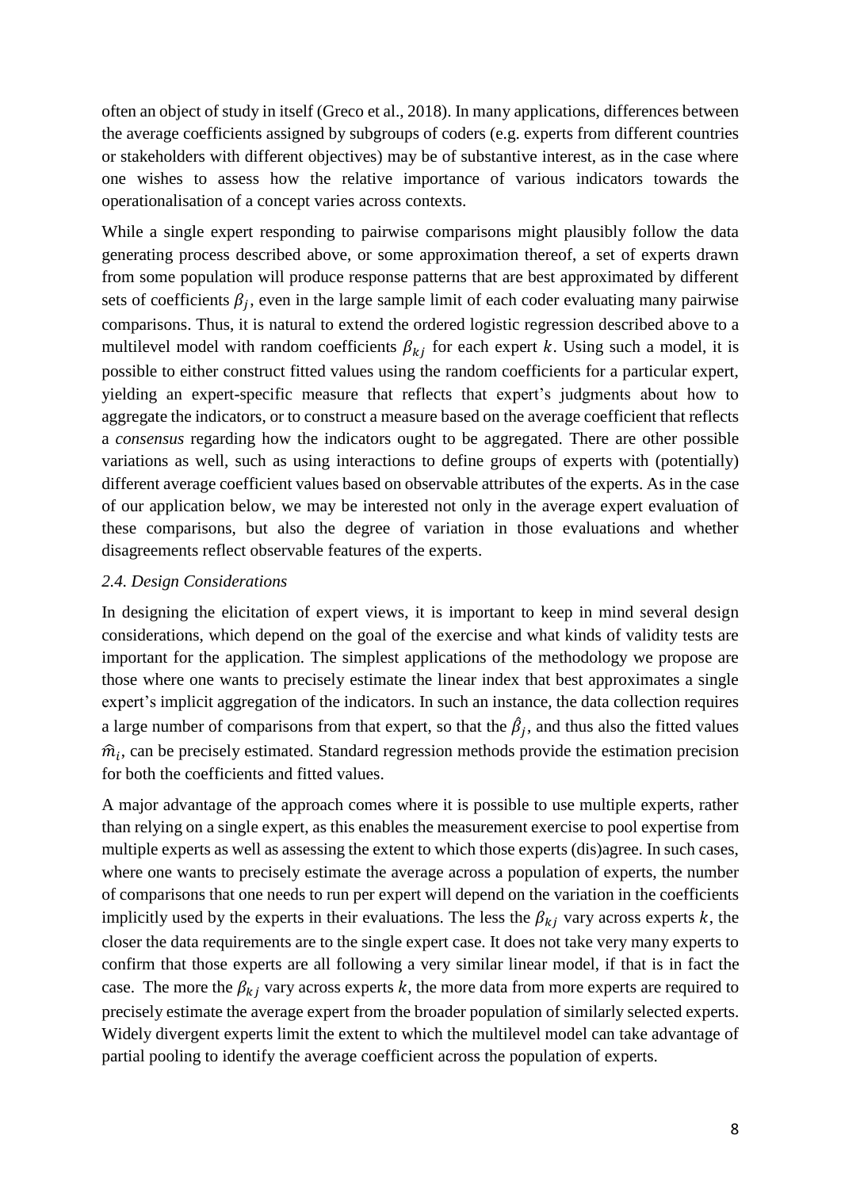often an object of study in itself (Greco et al., 2018). In many applications, differences between the average coefficients assigned by subgroups of coders (e.g. experts from different countries or stakeholders with different objectives) may be of substantive interest, as in the case where one wishes to assess how the relative importance of various indicators towards the operationalisation of a concept varies across contexts.

While a single expert responding to pairwise comparisons might plausibly follow the data generating process described above, or some approximation thereof, a set of experts drawn from some population will produce response patterns that are best approximated by different sets of coefficients $\beta_j$, even in the large sample limit of each coder evaluating many pairwise comparisons. Thus, it is natural to extend the ordered logistic regression described above to a multilevel model with random coefficients $\beta_{kj}$ for each expert $k$. Using such a model, it is possible to either construct fitted values using the random coefficients for a particular expert, yielding an expert-specific measure that reflects that expert's judgments about how to aggregate the indicators, or to construct a measure based on the average coefficient that reflects a *consensus* regarding how the indicators ought to be aggregated. There are other possible variations as well, such as using interactions to define groups of experts with (potentially) different average coefficient values based on observable attributes of the experts. As in the case of our application below, we may be interested not only in the average expert evaluation of these comparisons, but also the degree of variation in those evaluations and whether disagreements reflect observable features of the experts.

### *2.4. Design Considerations*

In designing the elicitation of expert views, it is important to keep in mind several design considerations, which depend on the goal of the exercise and what kinds of validity tests are important for the application. The simplest applications of the methodology we propose are those where one wants to precisely estimate the linear index that best approximates a single expert's implicit aggregation of the indicators. In such an instance, the data collection requires a large number of comparisons from that expert, so that the $\hat{\beta}_j$, and thus also the fitted values $\widehat{m}_i$, can be precisely estimated. Standard regression methods provide the estimation precision for both the coefficients and fitted values.

A major advantage of the approach comes where it is possible to use multiple experts, rather than relying on a single expert, as this enables the measurement exercise to pool expertise from multiple experts as well as assessing the extent to which those experts (dis)agree. In such cases, where one wants to precisely estimate the average across a population of experts, the number of comparisons that one needs to run per expert will depend on the variation in the coefficients implicitly used by the experts in their evaluations. The less the $\beta_{kj}$ vary across experts $k$, the closer the data requirements are to the single expert case. It does not take very many experts to confirm that those experts are all following a very similar linear model, if that is in fact the case. The more the $\beta_{kj}$ vary across experts $k$, the more data from more experts are required to precisely estimate the average expert from the broader population of similarly selected experts. Widely divergent experts limit the extent to which the multilevel model can take advantage of partial pooling to identify the average coefficient across the population of experts.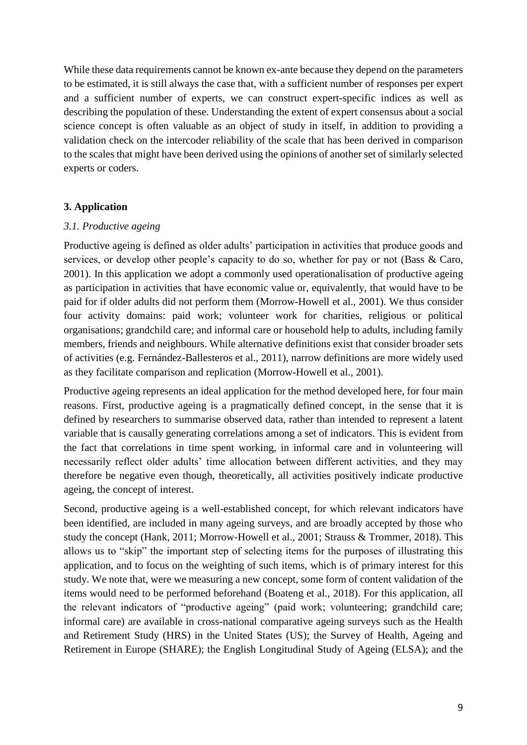While these data requirements cannot be known ex-ante because they depend on the parameters to be estimated, it is still always the case that, with a sufficient number of responses per expert and a sufficient number of experts, we can construct expert-specific indices as well as describing the population of these. Understanding the extent of expert consensus about a social science concept is often valuable as an object of study in itself, in addition to providing a validation check on the intercoder reliability of the scale that has been derived in comparison to the scales that might have been derived using the opinions of another set of similarly selected experts or coders.

## 3. Application

### *3.1. Productive ageing*

Productive ageing is defined as older adults' participation in activities that produce goods and services, or develop other people's capacity to do so, whether for pay or not (Bass & Caro, 2001). In this application we adopt a commonly used operationalisation of productive ageing as participation in activities that have economic value or, equivalently, that would have to be paid for if older adults did not perform them (Morrow-Howell et al., 2001). We thus consider four activity domains: paid work; volunteer work for charities, religious or political organisations; grandchild care; and informal care or household help to adults, including family members, friends and neighbours. While alternative definitions exist that consider broader sets of activities (e.g. Fernández-Ballesteros et al., 2011), narrow definitions are more widely used as they facilitate comparison and replication (Morrow-Howell et al., 2001).

Productive ageing represents an ideal application for the method developed here, for four main reasons. First, productive ageing is a pragmatically defined concept, in the sense that it is defined by researchers to summarise observed data, rather than intended to represent a latent variable that is causally generating correlations among a set of indicators. This is evident from the fact that correlations in time spent working, in informal care and in volunteering will necessarily reflect older adults' time allocation between different activities, and they may therefore be negative even though, theoretically, all activities positively indicate productive ageing, the concept of interest.

Second, productive ageing is a well-established concept, for which relevant indicators have been identified, are included in many ageing surveys, and are broadly accepted by those who study the concept (Hank, 2011; Morrow-Howell et al., 2001; Strauss & Trommer, 2018). This allows us to "skip" the important step of selecting items for the purposes of illustrating this application, and to focus on the weighting of such items, which is of primary interest for this study. We note that, were we measuring a new concept, some form of content validation of the items would need to be performed beforehand (Boateng et al., 2018). For this application, all the relevant indicators of "productive ageing" (paid work; volunteering; grandchild care; informal care) are available in cross-national comparative ageing surveys such as the Health and Retirement Study (HRS) in the United States (US); the Survey of Health, Ageing and Retirement in Europe (SHARE); the English Longitudinal Study of Ageing (ELSA); and the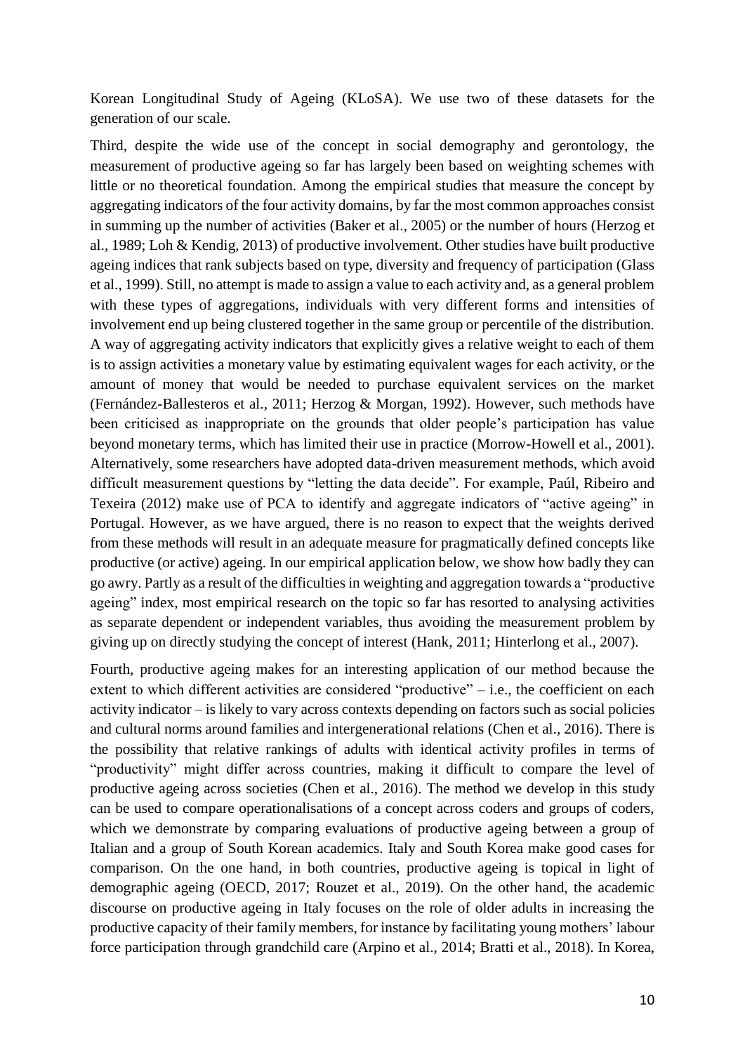Korean Longitudinal Study of Ageing (KLoSA). We use two of these datasets for the generation of our scale.

Third, despite the wide use of the concept in social demography and gerontology, the measurement of productive ageing so far has largely been based on weighting schemes with little or no theoretical foundation. Among the empirical studies that measure the concept by aggregating indicators of the four activity domains, by far the most common approaches consist in summing up the number of activities (Baker et al., 2005) or the number of hours (Herzog et al., 1989; Loh & Kendig, 2013) of productive involvement. Other studies have built productive ageing indices that rank subjects based on type, diversity and frequency of participation (Glass et al., 1999). Still, no attempt is made to assign a value to each activity and, as a general problem with these types of aggregations, individuals with very different forms and intensities of involvement end up being clustered together in the same group or percentile of the distribution. A way of aggregating activity indicators that explicitly gives a relative weight to each of them is to assign activities a monetary value by estimating equivalent wages for each activity, or the amount of money that would be needed to purchase equivalent services on the market (Fernández-Ballesteros et al., 2011; Herzog & Morgan, 1992). However, such methods have been criticised as inappropriate on the grounds that older people's participation has value beyond monetary terms, which has limited their use in practice (Morrow-Howell et al., 2001). Alternatively, some researchers have adopted data-driven measurement methods, which avoid difficult measurement questions by "letting the data decide". For example, Paúl, Ribeiro and Texeira (2012) make use of PCA to identify and aggregate indicators of "active ageing" in Portugal. However, as we have argued, there is no reason to expect that the weights derived from these methods will result in an adequate measure for pragmatically defined concepts like productive (or active) ageing. In our empirical application below, we show how badly they can go awry. Partly as a result of the difficulties in weighting and aggregation towards a "productive ageing" index, most empirical research on the topic so far has resorted to analysing activities as separate dependent or independent variables, thus avoiding the measurement problem by giving up on directly studying the concept of interest (Hank, 2011; Hinterlong et al., 2007).

Fourth, productive ageing makes for an interesting application of our method because the extent to which different activities are considered "productive" – i.e., the coefficient on each activity indicator – is likely to vary across contexts depending on factors such as social policies and cultural norms around families and intergenerational relations (Chen et al., 2016). There is the possibility that relative rankings of adults with identical activity profiles in terms of "productivity" might differ across countries, making it difficult to compare the level of productive ageing across societies (Chen et al., 2016). The method we develop in this study can be used to compare operationalisations of a concept across coders and groups of coders, which we demonstrate by comparing evaluations of productive ageing between a group of Italian and a group of South Korean academics. Italy and South Korea make good cases for comparison. On the one hand, in both countries, productive ageing is topical in light of demographic ageing (OECD, 2017; Rouzet et al., 2019). On the other hand, the academic discourse on productive ageing in Italy focuses on the role of older adults in increasing the productive capacity of their family members, for instance by facilitating young mothers' labour force participation through grandchild care (Arpino et al., 2014; Bratti et al., 2018). In Korea,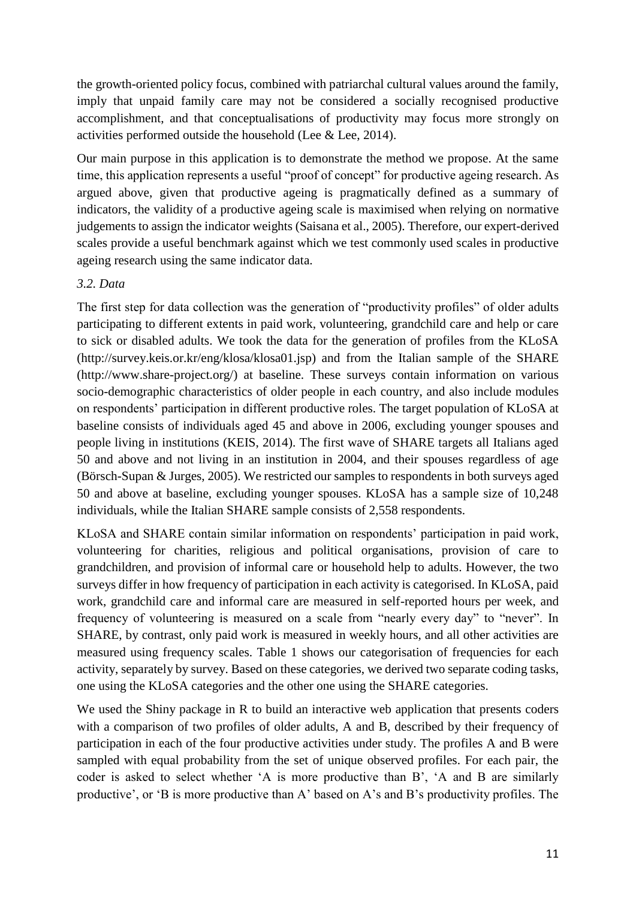the growth-oriented policy focus, combined with patriarchal cultural values around the family, imply that unpaid family care may not be considered a socially recognised productive accomplishment, and that conceptualisations of productivity may focus more strongly on activities performed outside the household (Lee & Lee, 2014).

Our main purpose in this application is to demonstrate the method we propose. At the same time, this application represents a useful "proof of concept" for productive ageing research. As argued above, given that productive ageing is pragmatically defined as a summary of indicators, the validity of a productive ageing scale is maximised when relying on normative judgements to assign the indicator weights (Saisana et al., 2005). Therefore, our expert-derived scales provide a useful benchmark against which we test commonly used scales in productive ageing research using the same indicator data.

### *3.2. Data*

The first step for data collection was the generation of "productivity profiles" of older adults participating to different extents in paid work, volunteering, grandchild care and help or care to sick or disabled adults. We took the data for the generation of profiles from the KLoSA (http://survey.keis.or.kr/eng/klosa/klosa01.jsp) and from the Italian sample of the SHARE (http://www.share-project.org/) at baseline. These surveys contain information on various socio-demographic characteristics of older people in each country, and also include modules on respondents' participation in different productive roles. The target population of KLoSA at baseline consists of individuals aged 45 and above in 2006, excluding younger spouses and people living in institutions (KEIS, 2014). The first wave of SHARE targets all Italians aged 50 and above and not living in an institution in 2004, and their spouses regardless of age (Börsch-Supan & Jurges, 2005). We restricted our samples to respondents in both surveys aged 50 and above at baseline, excluding younger spouses. KLoSA has a sample size of 10,248 individuals, while the Italian SHARE sample consists of 2,558 respondents.

KLoSA and SHARE contain similar information on respondents' participation in paid work, volunteering for charities, religious and political organisations, provision of care to grandchildren, and provision of informal care or household help to adults. However, the two surveys differ in how frequency of participation in each activity is categorised. In KLoSA, paid work, grandchild care and informal care are measured in self-reported hours per week, and frequency of volunteering is measured on a scale from "nearly every day" to "never". In SHARE, by contrast, only paid work is measured in weekly hours, and all other activities are measured using frequency scales. Table 1 shows our categorisation of frequencies for each activity, separately by survey. Based on these categories, we derived two separate coding tasks, one using the KLoSA categories and the other one using the SHARE categories.

We used the Shiny package in R to build an interactive web application that presents coders with a comparison of two profiles of older adults, A and B, described by their frequency of participation in each of the four productive activities under study. The profiles A and B were sampled with equal probability from the set of unique observed profiles. For each pair, the coder is asked to select whether 'A is more productive than B', 'A and B are similarly productive', or 'B is more productive than A' based on A's and B's productivity profiles. The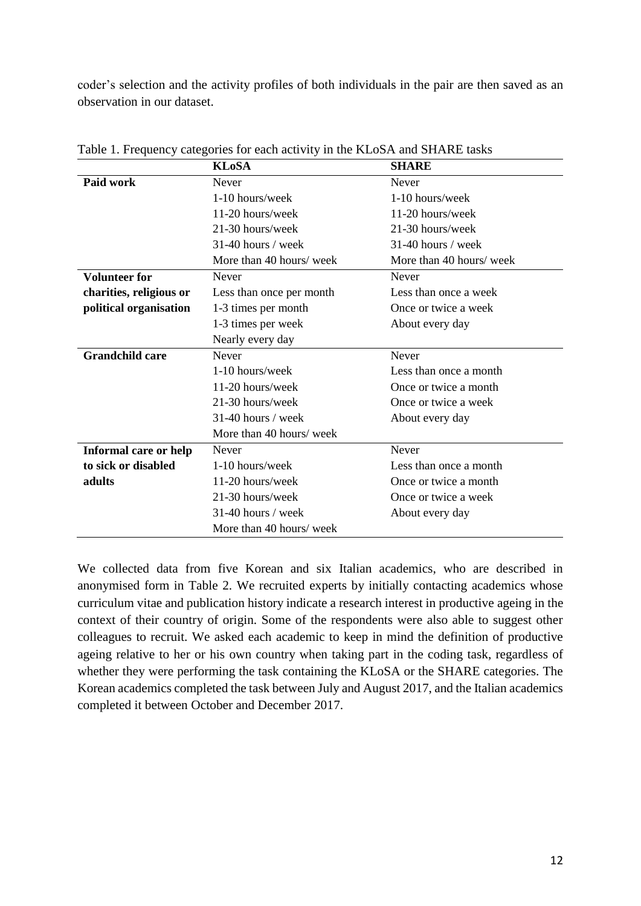coder's selection and the activity profiles of both individuals in the pair are then saved as an observation in our dataset.

Table 1. Frequency categories for each activity in the KLoSA and SHARE tasks

| | **KLoSA** | **SHARE** |
|---|---|---|
| **Paid work** | Never | Never |
| | 1-10 hours/week | 1-10 hours/week |
| | 11-20 hours/week | 11-20 hours/week |
| | 21-30 hours/week | 21-30 hours/week |
| | 31-40 hours / week | 31-40 hours / week |
| | More than 40 hours/ week | More than 40 hours/ week |
| **Volunteer for charities, religious or political organisation** | Never | Never |
| | Less than once per month | Less than once a week |
| | 1-3 times per month | Once or twice a week |
| | 1-3 times per week | About every day |
| | Nearly every day | |
| **Grandchild care** | Never | Never |
| | 1-10 hours/week | Less than once a month |
| | 11-20 hours/week | Once or twice a month |
| | 21-30 hours/week | Once or twice a week |
| | 31-40 hours / week | About every day |
| | More than 40 hours/ week | |
| **Informal care or help to sick or disabled adults** | Never | Never |
| | 1-10 hours/week | Less than once a month |
| | 11-20 hours/week | Once or twice a month |
| | 21-30 hours/week | Once or twice a week |
| | 31-40 hours / week | About every day |
| | More than 40 hours/ week | |

We collected data from five Korean and six Italian academics, who are described in anonymised form in Table 2. We recruited experts by initially contacting academics whose curriculum vitae and publication history indicate a research interest in productive ageing in the context of their country of origin. Some of the respondents were also able to suggest other colleagues to recruit. We asked each academic to keep in mind the definition of productive ageing relative to her or his own country when taking part in the coding task, regardless of whether they were performing the task containing the KLoSA or the SHARE categories. The Korean academics completed the task between July and August 2017, and the Italian academics completed it between October and December 2017.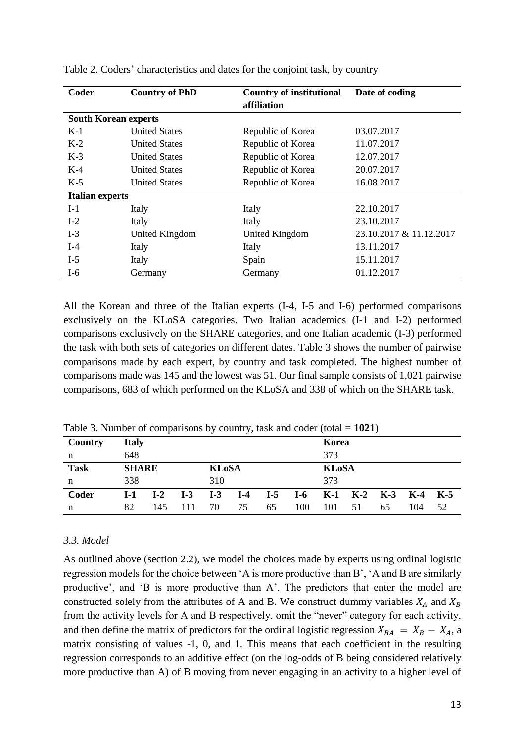Table 2. Coders' characteristics and dates for the conjoint task, by country

| Coder | Country of PhD | Country of institutional affiliation | Date of coding |
|---|---|---|---|
| **South Korean experts** | | | |
| K-1 | United States | Republic of Korea | 03.07.2017 |
| K-2 | United States | Republic of Korea | 11.07.2017 |
| K-3 | United States | Republic of Korea | 12.07.2017 |
| K-4 | United States | Republic of Korea | 20.07.2017 |
| K-5 | United States | Republic of Korea | 16.08.2017 |
| **Italian experts** | | | |
| I-1 | Italy | Italy | 22.10.2017 |
| I-2 | Italy | Italy | 23.10.2017 |
| I-3 | United Kingdom | United Kingdom | 23.10.2017 & 11.12.2017 |
| I-4 | Italy | Italy | 13.11.2017 |
| I-5 | Italy | Spain | 15.11.2017 |
| I-6 | Germany | Germany | 01.12.2017 |

All the Korean and three of the Italian experts (I-4, I-5 and I-6) performed comparisons exclusively on the KLoSA categories. Two Italian academics (I-1 and I-2) performed comparisons exclusively on the SHARE categories, and one Italian academic (I-3) performed the task with both sets of categories on different dates. Table 3 shows the number of pairwise comparisons made by each expert, by country and task completed. The highest number of comparisons made was 145 and the lowest was 51. Our final sample consists of 1,021 pairwise comparisons, 683 of which performed on the KLoSA and 338 of which on the SHARE task.

Table 3. Number of comparisons by country, task and coder (total = **1021**)

| Country | Italy | | | | | | | Korea | | | | |
|---|---|---|---|---|---|---|---|---|---|---|---|---|
| n | 648 | | | | | | | 373 | | | | |
| **Task** | **SHARE** | | | **KLoSA** | | | | **KLoSA** | | | | |
| n | 338 | | | 310 | | | | 373 | | | | |
| **Coder** | **I-1** | **I-2** | **I-3** | **I-3** | **I-4** | **I-5** | **I-6** | **K-1** | **K-2** | **K-3** | **K-4** | **K-5** |
| n | 82 | 145 | 111 | 70 | 75 | 65 | 100 | 101 | 51 | 65 | 104 | 52 |

### *3.3. Model*

As outlined above (section 2.2), we model the choices made by experts using ordinal logistic regression models for the choice between 'A is more productive than B', 'A and B are similarly productive', and 'B is more productive than A'. The predictors that enter the model are constructed solely from the attributes of A and B. We construct dummy variables $X_A$ and $X_B$ from the activity levels for A and B respectively, omit the "never" category for each activity, and then define the matrix of predictors for the ordinal logistic regression $X_{BA} = X_B - X_A$, a matrix consisting of values -1, 0, and 1. This means that each coefficient in the resulting regression corresponds to an additive effect (on the log-odds of B being considered relatively more productive than A) of B moving from never engaging in an activity to a higher level of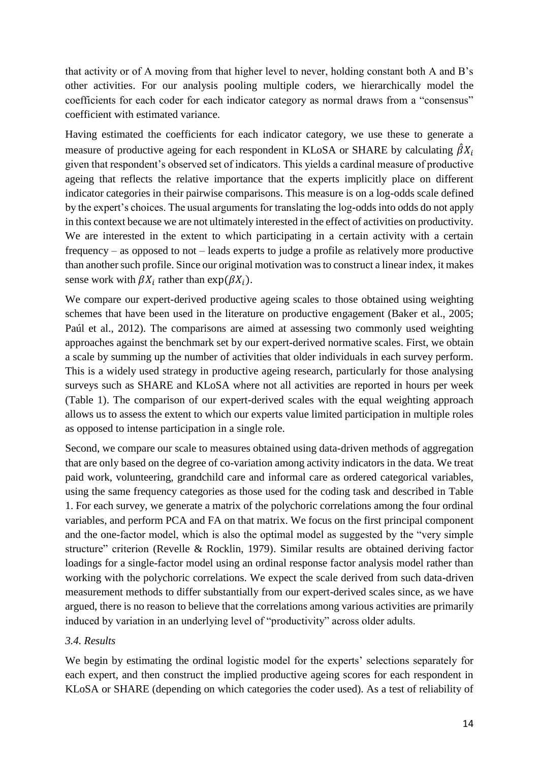that activity or of A moving from that higher level to never, holding constant both A and B's other activities. For our analysis pooling multiple coders, we hierarchically model the coefficients for each coder for each indicator category as normal draws from a "consensus" coefficient with estimated variance.

Having estimated the coefficients for each indicator category, we use these to generate a measure of productive ageing for each respondent in KLoSA or SHARE by calculating $\hat{\beta}X_i$ given that respondent's observed set of indicators. This yields a cardinal measure of productive ageing that reflects the relative importance that the experts implicitly place on different indicator categories in their pairwise comparisons. This measure is on a log-odds scale defined by the expert's choices. The usual arguments for translating the log-odds into odds do not apply in this context because we are not ultimately interested in the effect of activities on productivity. We are interested in the extent to which participating in a certain activity with a certain frequency – as opposed to not – leads experts to judge a profile as relatively more productive than another such profile. Since our original motivation was to construct a linear index, it makes sense work with $\beta X_i$ rather than $\exp(\beta X_i)$.

We compare our expert-derived productive ageing scales to those obtained using weighting schemes that have been used in the literature on productive engagement (Baker et al., 2005; Paúl et al., 2012). The comparisons are aimed at assessing two commonly used weighting approaches against the benchmark set by our expert-derived normative scales. First, we obtain a scale by summing up the number of activities that older individuals in each survey perform. This is a widely used strategy in productive ageing research, particularly for those analysing surveys such as SHARE and KLoSA where not all activities are reported in hours per week (Table 1). The comparison of our expert-derived scales with the equal weighting approach allows us to assess the extent to which our experts value limited participation in multiple roles as opposed to intense participation in a single role.

Second, we compare our scale to measures obtained using data-driven methods of aggregation that are only based on the degree of co-variation among activity indicators in the data. We treat paid work, volunteering, grandchild care and informal care as ordered categorical variables, using the same frequency categories as those used for the coding task and described in Table 1. For each survey, we generate a matrix of the polychoric correlations among the four ordinal variables, and perform PCA and FA on that matrix. We focus on the first principal component and the one-factor model, which is also the optimal model as suggested by the "very simple structure" criterion (Revelle & Rocklin, 1979). Similar results are obtained deriving factor loadings for a single-factor model using an ordinal response factor analysis model rather than working with the polychoric correlations. We expect the scale derived from such data-driven measurement methods to differ substantially from our expert-derived scales since, as we have argued, there is no reason to believe that the correlations among various activities are primarily induced by variation in an underlying level of "productivity" across older adults.

### *3.4. Results*

We begin by estimating the ordinal logistic model for the experts' selections separately for each expert, and then construct the implied productive ageing scores for each respondent in KLoSA or SHARE (depending on which categories the coder used). As a test of reliability of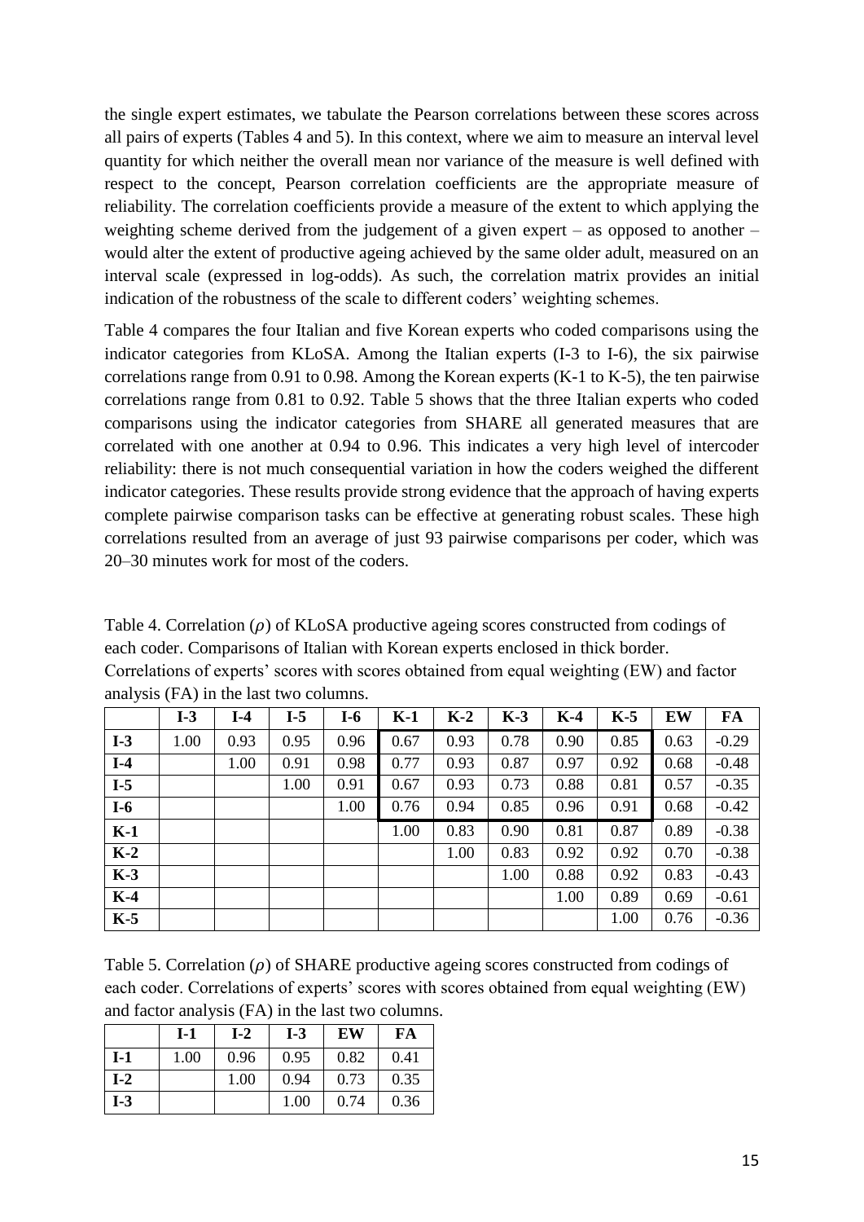the single expert estimates, we tabulate the Pearson correlations between these scores across all pairs of experts (Tables 4 and 5). In this context, where we aim to measure an interval level quantity for which neither the overall mean nor variance of the measure is well defined with respect to the concept, Pearson correlation coefficients are the appropriate measure of reliability. The correlation coefficients provide a measure of the extent to which applying the weighting scheme derived from the judgement of a given expert – as opposed to another – would alter the extent of productive ageing achieved by the same older adult, measured on an interval scale (expressed in log-odds). As such, the correlation matrix provides an initial indication of the robustness of the scale to different coders' weighting schemes.

Table 4 compares the four Italian and five Korean experts who coded comparisons using the indicator categories from KLoSA. Among the Italian experts (I-3 to I-6), the six pairwise correlations range from 0.91 to 0.98. Among the Korean experts (K-1 to K-5), the ten pairwise correlations range from 0.81 to 0.92. Table 5 shows that the three Italian experts who coded comparisons using the indicator categories from SHARE all generated measures that are correlated with one another at 0.94 to 0.96. This indicates a very high level of intercoder reliability: there is not much consequential variation in how the coders weighed the different indicator categories. These results provide strong evidence that the approach of having experts complete pairwise comparison tasks can be effective at generating robust scales. These high correlations resulted from an average of just 93 pairwise comparisons per coder, which was 20–30 minutes work for most of the coders.

Table 4. Correlation ($\rho$) of KLoSA productive ageing scores constructed from codings of each coder. Comparisons of Italian with Korean experts enclosed in thick border. Correlations of experts' scores with scores obtained from equal weighting (EW) and factor analysis (FA) in the last two columns.

| | I-3 | I-4 | I-5 | I-6 | K-1 | K-2 | K-3 | K-4 | K-5 | EW | FA |
|---|---|---|---|---|---|---|---|---|---|---|---|
| **I-3** | 1.00 | 0.93 | 0.95 | 0.96 | 0.67 | 0.93 | 0.78 | 0.90 | 0.85 | 0.63 | -0.29 |
| **I-4** | | 1.00 | 0.91 | 0.98 | 0.77 | 0.93 | 0.87 | 0.97 | 0.92 | 0.68 | -0.48 |
| **I-5** | | | 1.00 | 0.91 | 0.67 | 0.93 | 0.73 | 0.88 | 0.81 | 0.57 | -0.35 |
| **I-6** | | | | 1.00 | 0.76 | 0.94 | 0.85 | 0.96 | 0.91 | 0.68 | -0.42 |
| **K-1** | | | | | 1.00 | 0.83 | 0.90 | 0.81 | 0.87 | 0.89 | -0.38 |
| **K-2** | | | | | | 1.00 | 0.83 | 0.92 | 0.92 | 0.70 | -0.38 |
| **K-3** | | | | | | | 1.00 | 0.88 | 0.92 | 0.83 | -0.43 |
| **K-4** | | | | | | | | 1.00 | 0.89 | 0.69 | -0.61 |
| **K-5** | | | | | | | | | 1.00 | 0.76 | -0.36 |

Table 5. Correlation ($\rho$) of SHARE productive ageing scores constructed from codings of each coder. Correlations of experts' scores with scores obtained from equal weighting (EW) and factor analysis (FA) in the last two columns.

| | I-1 | I-2 | I-3 | EW | FA |
|---|---|---|---|---|---|
| **I-1** | 1.00 | 0.96 | 0.95 | 0.82 | 0.41 |
| **I-2** | | 1.00 | 0.94 | 0.73 | 0.35 |
| **I-3** | | | 1.00 | 0.74 | 0.36 |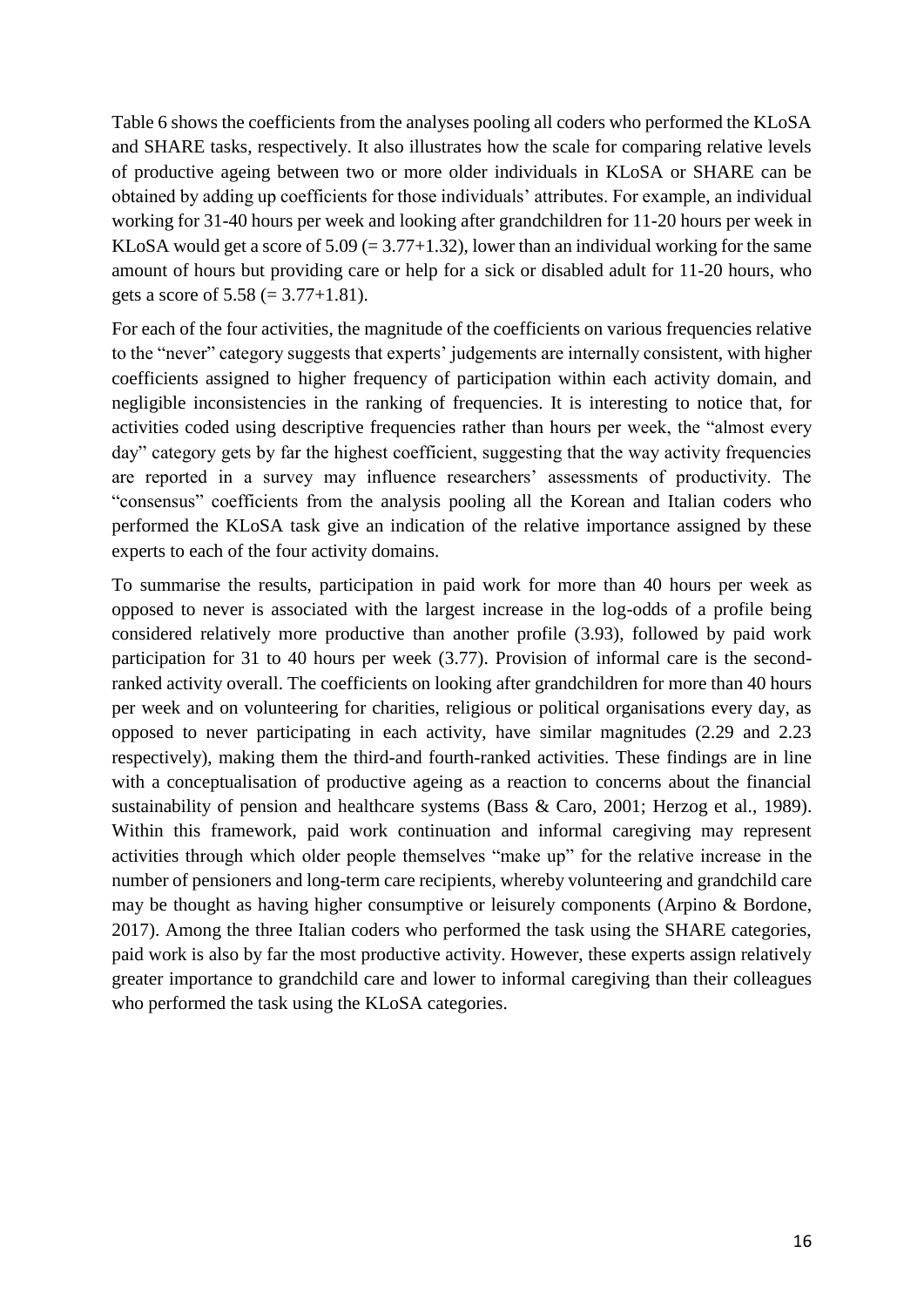Table 6 shows the coefficients from the analyses pooling all coders who performed the KLoSA and SHARE tasks, respectively. It also illustrates how the scale for comparing relative levels of productive ageing between two or more older individuals in KLoSA or SHARE can be obtained by adding up coefficients for those individuals' attributes. For example, an individual working for 31-40 hours per week and looking after grandchildren for 11-20 hours per week in KLoSA would get a score of 5.09 (= 3.77+1.32), lower than an individual working for the same amount of hours but providing care or help for a sick or disabled adult for 11-20 hours, who gets a score of 5.58 (= 3.77+1.81).

For each of the four activities, the magnitude of the coefficients on various frequencies relative to the "never" category suggests that experts' judgements are internally consistent, with higher coefficients assigned to higher frequency of participation within each activity domain, and negligible inconsistencies in the ranking of frequencies. It is interesting to notice that, for activities coded using descriptive frequencies rather than hours per week, the "almost every day" category gets by far the highest coefficient, suggesting that the way activity frequencies are reported in a survey may influence researchers' assessments of productivity. The "consensus" coefficients from the analysis pooling all the Korean and Italian coders who performed the KLoSA task give an indication of the relative importance assigned by these experts to each of the four activity domains.

To summarise the results, participation in paid work for more than 40 hours per week as opposed to never is associated with the largest increase in the log-odds of a profile being considered relatively more productive than another profile (3.93), followed by paid work participation for 31 to 40 hours per week (3.77). Provision of informal care is the second-ranked activity overall. The coefficients on looking after grandchildren for more than 40 hours per week and on volunteering for charities, religious or political organisations every day, as opposed to never participating in each activity, have similar magnitudes (2.29 and 2.23 respectively), making them the third-and fourth-ranked activities. These findings are in line with a conceptualisation of productive ageing as a reaction to concerns about the financial sustainability of pension and healthcare systems (Bass & Caro, 2001; Herzog et al., 1989). Within this framework, paid work continuation and informal caregiving may represent activities through which older people themselves "make up" for the relative increase in the number of pensioners and long-term care recipients, whereby volunteering and grandchild care may be thought as having higher consumptive or leisurely components (Arpino & Bordone, 2017). Among the three Italian coders who performed the task using the SHARE categories, paid work is also by far the most productive activity. However, these experts assign relatively greater importance to grandchild care and lower to informal caregiving than their colleagues who performed the task using the KLoSA categories.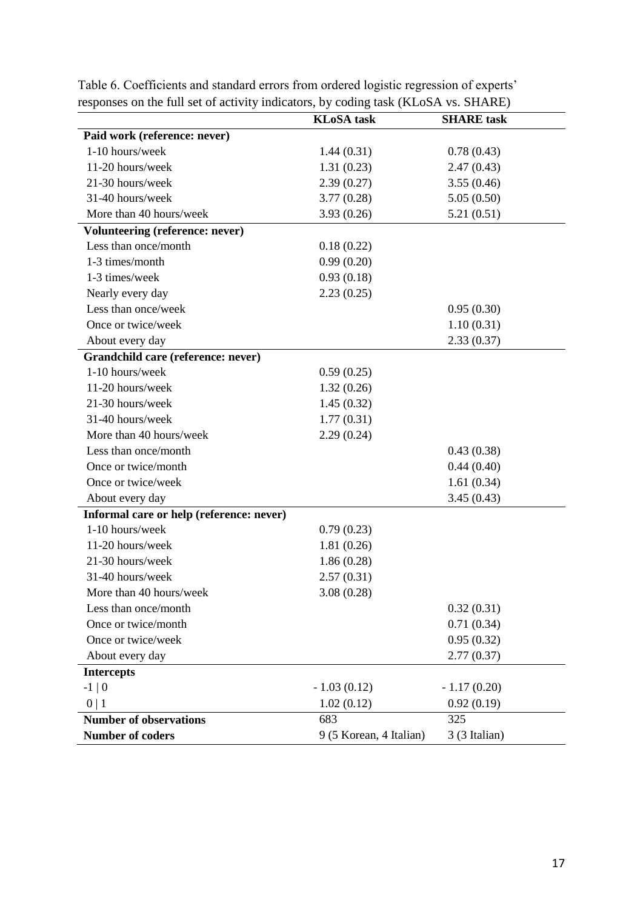Table 6. Coefficients and standard errors from ordered logistic regression of experts' responses on the full set of activity indicators, by coding task (KLoSA vs. SHARE)

| | **KLoSA task** | **SHARE task** |
|---|---|---|
| **Paid work (reference: never)** | | |
| 1-10 hours/week | 1.44 (0.31) | 0.78 (0.43) |
| 11-20 hours/week | 1.31 (0.23) | 2.47 (0.43) |
| 21-30 hours/week | 2.39 (0.27) | 3.55 (0.46) |
| 31-40 hours/week | 3.77 (0.28) | 5.05 (0.50) |
| More than 40 hours/week | 3.93 (0.26) | 5.21 (0.51) |
| **Volunteering (reference: never)** | | |
| Less than once/month | 0.18 (0.22) | |
| 1-3 times/month | 0.99 (0.20) | |
| 1-3 times/week | 0.93 (0.18) | |
| Nearly every day | 2.23 (0.25) | |
| Less than once/week | | 0.95 (0.30) |
| Once or twice/week | | 1.10 (0.31) |
| About every day | | 2.33 (0.37) |
| **Grandchild care (reference: never)** | | |
| 1-10 hours/week | 0.59 (0.25) | |
| 11-20 hours/week | 1.32 (0.26) | |
| 21-30 hours/week | 1.45 (0.32) | |
| 31-40 hours/week | 1.77 (0.31) | |
| More than 40 hours/week | 2.29 (0.24) | |
| Less than once/month | | 0.43 (0.38) |
| Once or twice/month | | 0.44 (0.40) |
| Once or twice/week | | 1.61 (0.34) |
| About every day | | 3.45 (0.43) |
| **Informal care or help (reference: never)** | | |
| 1-10 hours/week | 0.79 (0.23) | |
| 11-20 hours/week | 1.81 (0.26) | |
| 21-30 hours/week | 1.86 (0.28) | |
| 31-40 hours/week | 2.57 (0.31) | |
| More than 40 hours/week | 3.08 (0.28) | |
| Less than once/month | | 0.32 (0.31) |
| Once or twice/month | | 0.71 (0.34) |
| Once or twice/week | | 0.95 (0.32) |
| About every day | | 2.77 (0.37) |
| **Intercepts** | | |
| -1 \| 0 | - 1.03 (0.12) | - 1.17 (0.20) |
| 0 \| 1 | 1.02 (0.12) | 0.92 (0.19) |
| **Number of observations** | 683 | 325 |
| **Number of coders** | 9 (5 Korean, 4 Italian) | 3 (3 Italian) |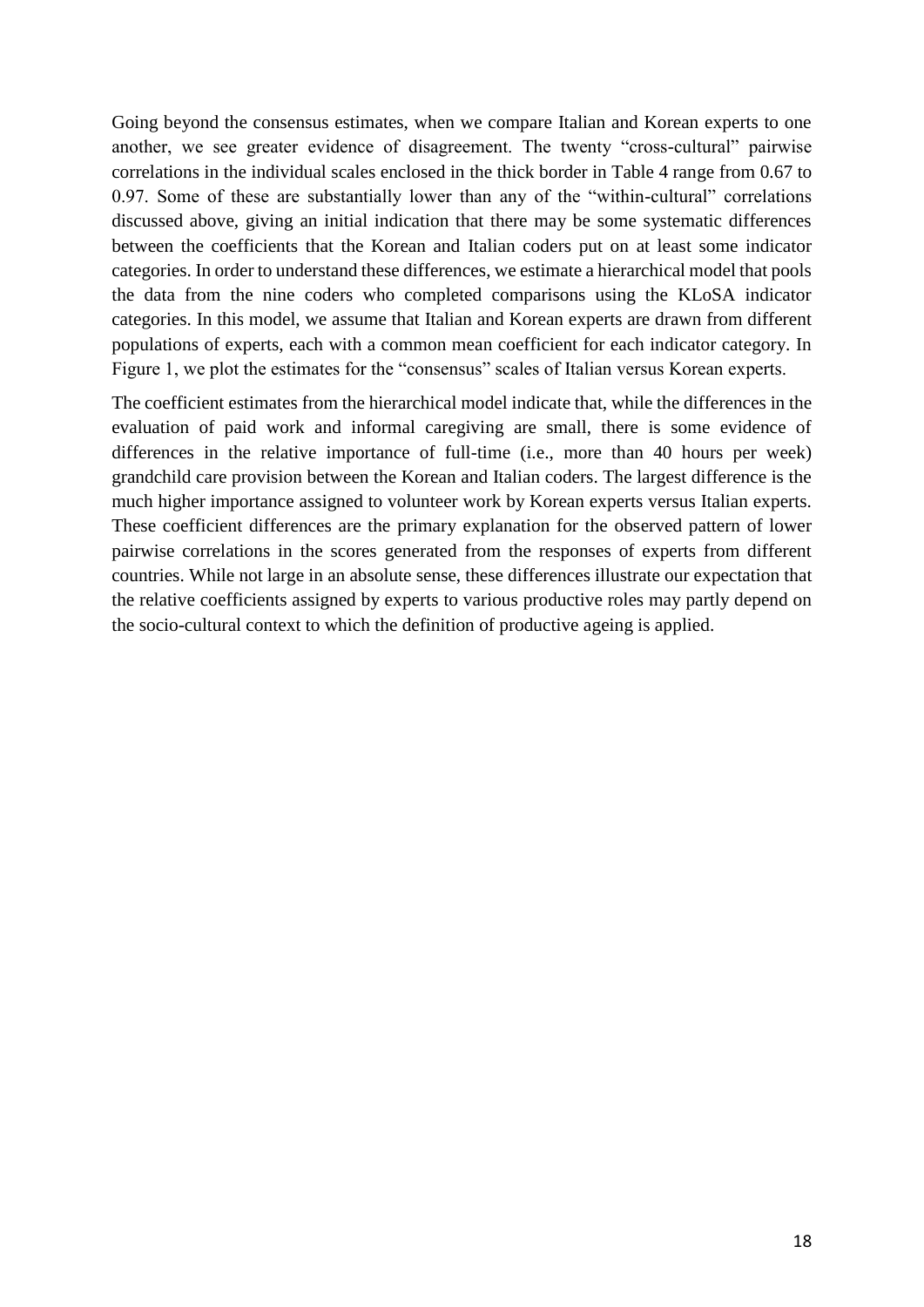Going beyond the consensus estimates, when we compare Italian and Korean experts to one another, we see greater evidence of disagreement. The twenty "cross-cultural" pairwise correlations in the individual scales enclosed in the thick border in Table 4 range from 0.67 to 0.97. Some of these are substantially lower than any of the "within-cultural" correlations discussed above, giving an initial indication that there may be some systematic differences between the coefficients that the Korean and Italian coders put on at least some indicator categories. In order to understand these differences, we estimate a hierarchical model that pools the data from the nine coders who completed comparisons using the KLoSA indicator categories. In this model, we assume that Italian and Korean experts are drawn from different populations of experts, each with a common mean coefficient for each indicator category. In Figure 1, we plot the estimates for the "consensus" scales of Italian versus Korean experts.

The coefficient estimates from the hierarchical model indicate that, while the differences in the evaluation of paid work and informal caregiving are small, there is some evidence of differences in the relative importance of full-time (i.e., more than 40 hours per week) grandchild care provision between the Korean and Italian coders. The largest difference is the much higher importance assigned to volunteer work by Korean experts versus Italian experts. These coefficient differences are the primary explanation for the observed pattern of lower pairwise correlations in the scores generated from the responses of experts from different countries. While not large in an absolute sense, these differences illustrate our expectation that the relative coefficients assigned by experts to various productive roles may partly depend on the socio-cultural context to which the definition of productive ageing is applied.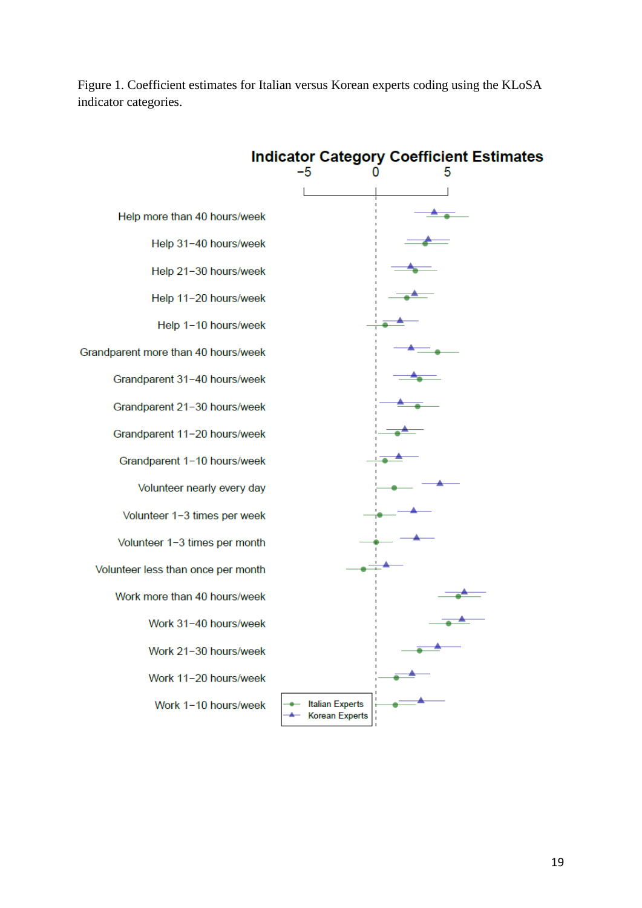Figure 1. Coefficient estimates for Italian versus Korean experts coding using the KLoSA indicator categories.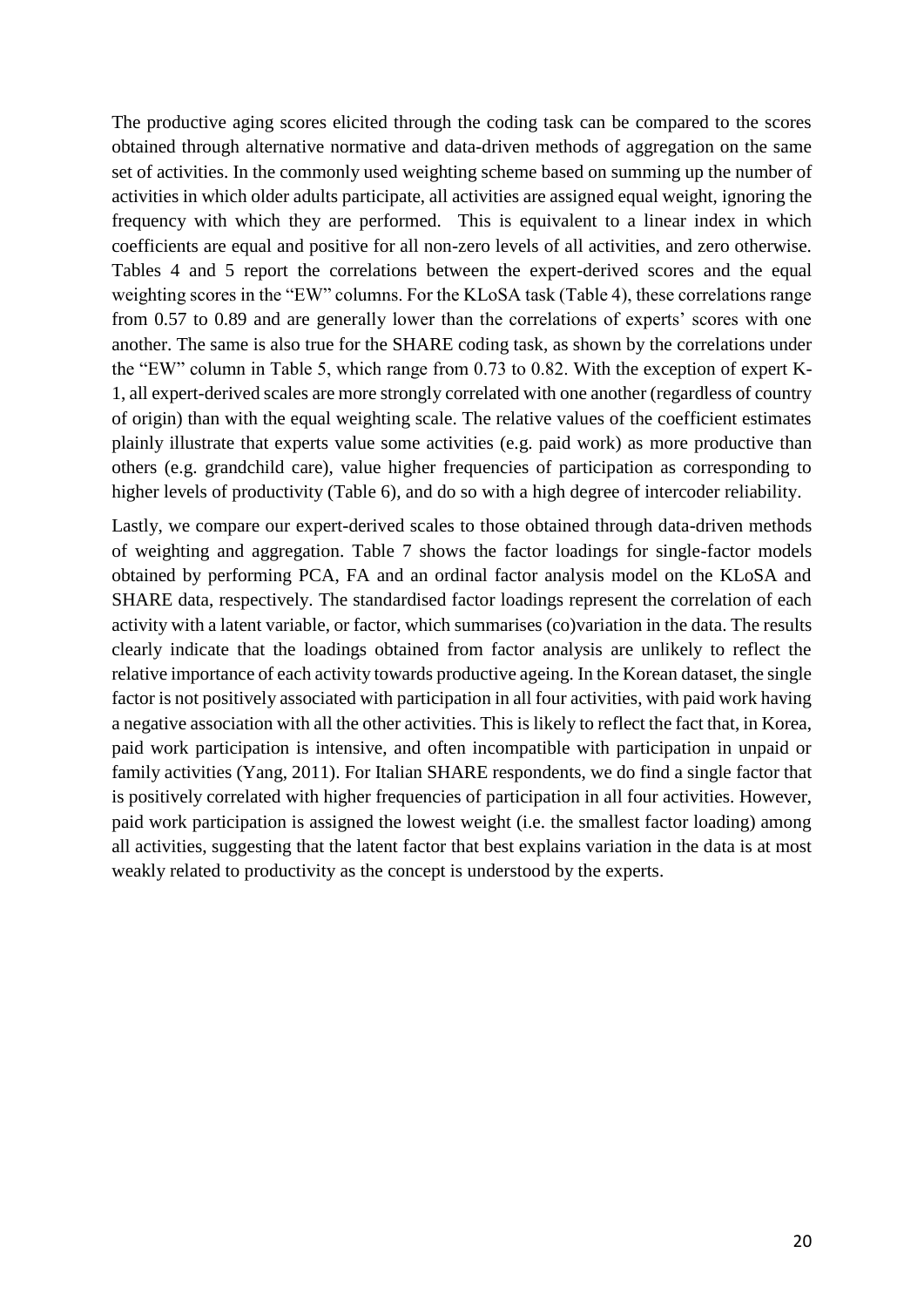The productive aging scores elicited through the coding task can be compared to the scores obtained through alternative normative and data-driven methods of aggregation on the same set of activities. In the commonly used weighting scheme based on summing up the number of activities in which older adults participate, all activities are assigned equal weight, ignoring the frequency with which they are performed. This is equivalent to a linear index in which coefficients are equal and positive for all non-zero levels of all activities, and zero otherwise. Tables 4 and 5 report the correlations between the expert-derived scores and the equal weighting scores in the "EW" columns. For the KLoSA task (Table 4), these correlations range from 0.57 to 0.89 and are generally lower than the correlations of experts' scores with one another. The same is also true for the SHARE coding task, as shown by the correlations under the "EW" column in Table 5, which range from 0.73 to 0.82. With the exception of expert K-1, all expert-derived scales are more strongly correlated with one another (regardless of country of origin) than with the equal weighting scale. The relative values of the coefficient estimates plainly illustrate that experts value some activities (e.g. paid work) as more productive than others (e.g. grandchild care), value higher frequencies of participation as corresponding to higher levels of productivity (Table 6), and do so with a high degree of intercoder reliability.

Lastly, we compare our expert-derived scales to those obtained through data-driven methods of weighting and aggregation. Table 7 shows the factor loadings for single-factor models obtained by performing PCA, FA and an ordinal factor analysis model on the KLoSA and SHARE data, respectively. The standardised factor loadings represent the correlation of each activity with a latent variable, or factor, which summarises (co)variation in the data. The results clearly indicate that the loadings obtained from factor analysis are unlikely to reflect the relative importance of each activity towards productive ageing. In the Korean dataset, the single factor is not positively associated with participation in all four activities, with paid work having a negative association with all the other activities. This is likely to reflect the fact that, in Korea, paid work participation is intensive, and often incompatible with participation in unpaid or family activities (Yang, 2011). For Italian SHARE respondents, we do find a single factor that is positively correlated with higher frequencies of participation in all four activities. However, paid work participation is assigned the lowest weight (i.e. the smallest factor loading) among all activities, suggesting that the latent factor that best explains variation in the data is at most weakly related to productivity as the concept is understood by the experts.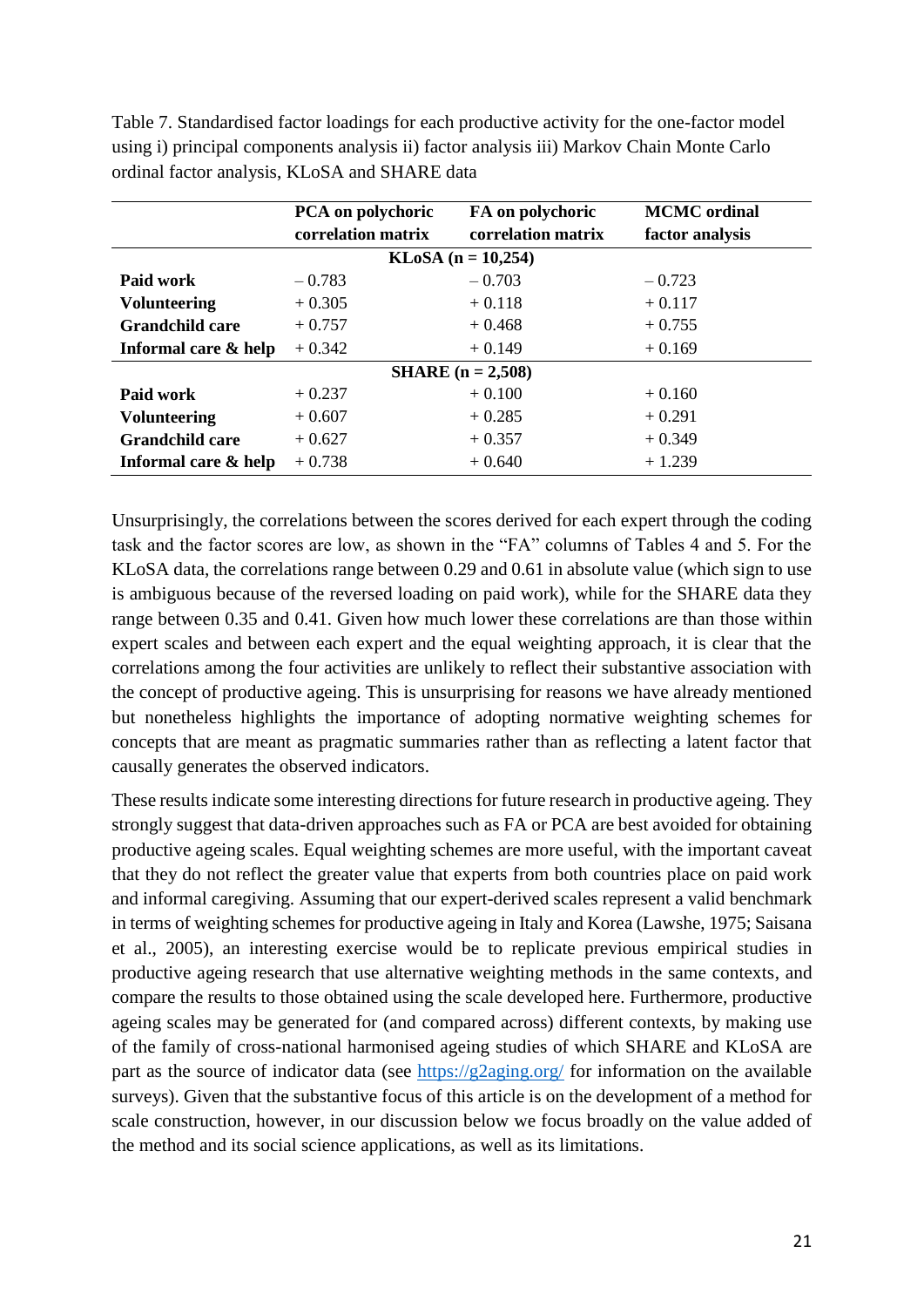Table 7. Standardised factor loadings for each productive activity for the one-factor model using i) principal components analysis ii) factor analysis iii) Markov Chain Monte Carlo ordinal factor analysis, KLoSA and SHARE data

| | **PCA on polychoric correlation matrix** | **FA on polychoric correlation matrix** | **MCMC ordinal factor analysis** |
|---|---|---|---|
| | **KLoSA (n = 10,254)** | | |
| **Paid work** | – 0.783 | – 0.703 | – 0.723 |
| **Volunteering** | + 0.305 | + 0.118 | + 0.117 |
| **Grandchild care** | + 0.757 | + 0.468 | + 0.755 |
| **Informal care & help** | + 0.342 | + 0.149 | + 0.169 |
| | **SHARE (n = 2,508)** | | |
| **Paid work** | + 0.237 | + 0.100 | + 0.160 |
| **Volunteering** | + 0.607 | + 0.285 | + 0.291 |
| **Grandchild care** | + 0.627 | + 0.357 | + 0.349 |
| **Informal care & help** | + 0.738 | + 0.640 | + 1.239 |

Unsurprisingly, the correlations between the scores derived for each expert through the coding task and the factor scores are low, as shown in the "FA" columns of Tables 4 and 5. For the KLoSA data, the correlations range between 0.29 and 0.61 in absolute value (which sign to use is ambiguous because of the reversed loading on paid work), while for the SHARE data they range between 0.35 and 0.41. Given how much lower these correlations are than those within expert scales and between each expert and the equal weighting approach, it is clear that the correlations among the four activities are unlikely to reflect their substantive association with the concept of productive ageing. This is unsurprising for reasons we have already mentioned but nonetheless highlights the importance of adopting normative weighting schemes for concepts that are meant as pragmatic summaries rather than as reflecting a latent factor that causally generates the observed indicators.

These results indicate some interesting directions for future research in productive ageing. They strongly suggest that data-driven approaches such as FA or PCA are best avoided for obtaining productive ageing scales. Equal weighting schemes are more useful, with the important caveat that they do not reflect the greater value that experts from both countries place on paid work and informal caregiving. Assuming that our expert-derived scales represent a valid benchmark in terms of weighting schemes for productive ageing in Italy and Korea (Lawshe, 1975; Saisana et al., 2005), an interesting exercise would be to replicate previous empirical studies in productive ageing research that use alternative weighting methods in the same contexts, and compare the results to those obtained using the scale developed here. Furthermore, productive ageing scales may be generated for (and compared across) different contexts, by making use of the family of cross-national harmonised ageing studies of which SHARE and KLoSA are part as the source of indicator data (see https://g2aging.org/ for information on the available surveys). Given that the substantive focus of this article is on the development of a method for scale construction, however, in our discussion below we focus broadly on the value added of the method and its social science applications, as well as its limitations.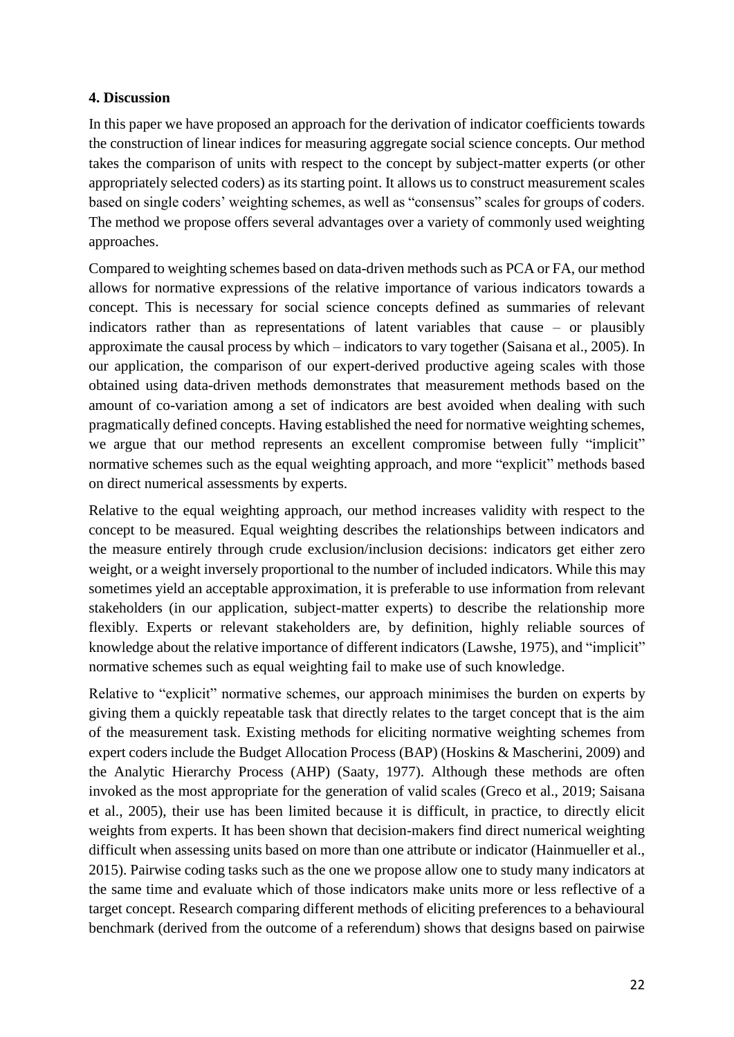**4. Discussion**

In this paper we have proposed an approach for the derivation of indicator coefficients towards the construction of linear indices for measuring aggregate social science concepts. Our method takes the comparison of units with respect to the concept by subject-matter experts (or other appropriately selected coders) as its starting point. It allows us to construct measurement scales based on single coders' weighting schemes, as well as "consensus" scales for groups of coders. The method we propose offers several advantages over a variety of commonly used weighting approaches.

Compared to weighting schemes based on data-driven methods such as PCA or FA, our method allows for normative expressions of the relative importance of various indicators towards a concept. This is necessary for social science concepts defined as summaries of relevant indicators rather than as representations of latent variables that cause – or plausibly approximate the causal process by which – indicators to vary together (Saisana et al., 2005). In our application, the comparison of our expert-derived productive ageing scales with those obtained using data-driven methods demonstrates that measurement methods based on the amount of co-variation among a set of indicators are best avoided when dealing with such pragmatically defined concepts. Having established the need for normative weighting schemes, we argue that our method represents an excellent compromise between fully "implicit" normative schemes such as the equal weighting approach, and more "explicit" methods based on direct numerical assessments by experts.

Relative to the equal weighting approach, our method increases validity with respect to the concept to be measured. Equal weighting describes the relationships between indicators and the measure entirely through crude exclusion/inclusion decisions: indicators get either zero weight, or a weight inversely proportional to the number of included indicators. While this may sometimes yield an acceptable approximation, it is preferable to use information from relevant stakeholders (in our application, subject-matter experts) to describe the relationship more flexibly. Experts or relevant stakeholders are, by definition, highly reliable sources of knowledge about the relative importance of different indicators (Lawshe, 1975), and "implicit" normative schemes such as equal weighting fail to make use of such knowledge.

Relative to "explicit" normative schemes, our approach minimises the burden on experts by giving them a quickly repeatable task that directly relates to the target concept that is the aim of the measurement task. Existing methods for eliciting normative weighting schemes from expert coders include the Budget Allocation Process (BAP) (Hoskins & Mascherini, 2009) and the Analytic Hierarchy Process (AHP) (Saaty, 1977). Although these methods are often invoked as the most appropriate for the generation of valid scales (Greco et al., 2019; Saisana et al., 2005), their use has been limited because it is difficult, in practice, to directly elicit weights from experts. It has been shown that decision-makers find direct numerical weighting difficult when assessing units based on more than one attribute or indicator (Hainmueller et al., 2015). Pairwise coding tasks such as the one we propose allow one to study many indicators at the same time and evaluate which of those indicators make units more or less reflective of a target concept. Research comparing different methods of eliciting preferences to a behavioural benchmark (derived from the outcome of a referendum) shows that designs based on pairwise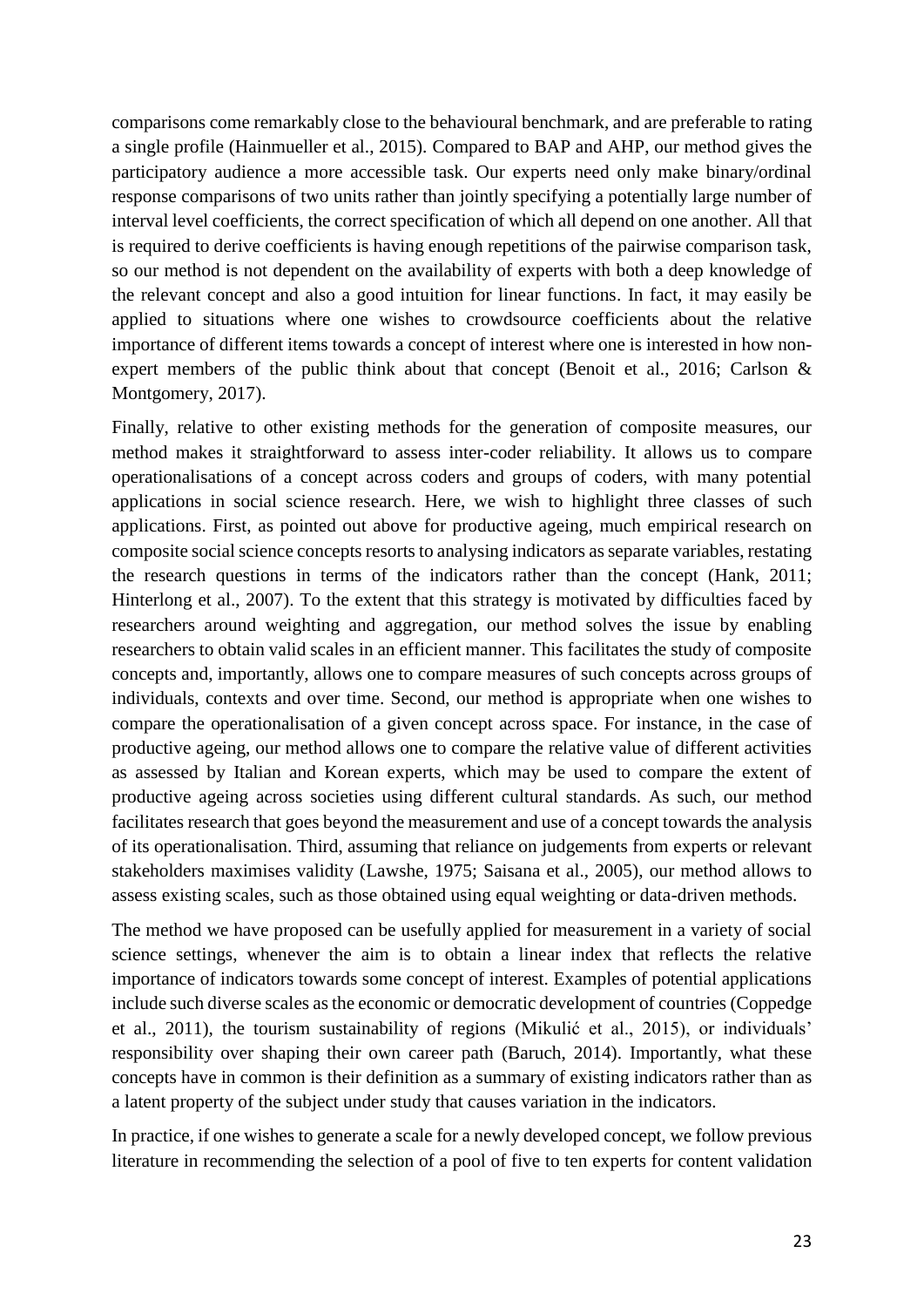comparisons come remarkably close to the behavioural benchmark, and are preferable to rating a single profile (Hainmueller et al., 2015). Compared to BAP and AHP, our method gives the participatory audience a more accessible task. Our experts need only make binary/ordinal response comparisons of two units rather than jointly specifying a potentially large number of interval level coefficients, the correct specification of which all depend on one another. All that is required to derive coefficients is having enough repetitions of the pairwise comparison task, so our method is not dependent on the availability of experts with both a deep knowledge of the relevant concept and also a good intuition for linear functions. In fact, it may easily be applied to situations where one wishes to crowdsource coefficients about the relative importance of different items towards a concept of interest where one is interested in how non-expert members of the public think about that concept (Benoit et al., 2016; Carlson & Montgomery, 2017).

Finally, relative to other existing methods for the generation of composite measures, our method makes it straightforward to assess inter-coder reliability. It allows us to compare operationalisations of a concept across coders and groups of coders, with many potential applications in social science research. Here, we wish to highlight three classes of such applications. First, as pointed out above for productive ageing, much empirical research on composite social science concepts resorts to analysing indicators as separate variables, restating the research questions in terms of the indicators rather than the concept (Hank, 2011; Hinterlong et al., 2007). To the extent that this strategy is motivated by difficulties faced by researchers around weighting and aggregation, our method solves the issue by enabling researchers to obtain valid scales in an efficient manner. This facilitates the study of composite concepts and, importantly, allows one to compare measures of such concepts across groups of individuals, contexts and over time. Second, our method is appropriate when one wishes to compare the operationalisation of a given concept across space. For instance, in the case of productive ageing, our method allows one to compare the relative value of different activities as assessed by Italian and Korean experts, which may be used to compare the extent of productive ageing across societies using different cultural standards. As such, our method facilitates research that goes beyond the measurement and use of a concept towards the analysis of its operationalisation. Third, assuming that reliance on judgements from experts or relevant stakeholders maximises validity (Lawshe, 1975; Saisana et al., 2005), our method allows to assess existing scales, such as those obtained using equal weighting or data-driven methods.

The method we have proposed can be usefully applied for measurement in a variety of social science settings, whenever the aim is to obtain a linear index that reflects the relative importance of indicators towards some concept of interest. Examples of potential applications include such diverse scales as the economic or democratic development of countries (Coppedge et al., 2011), the tourism sustainability of regions (Mikulić et al., 2015), or individuals' responsibility over shaping their own career path (Baruch, 2014). Importantly, what these concepts have in common is their definition as a summary of existing indicators rather than as a latent property of the subject under study that causes variation in the indicators.

In practice, if one wishes to generate a scale for a newly developed concept, we follow previous literature in recommending the selection of a pool of five to ten experts for content validation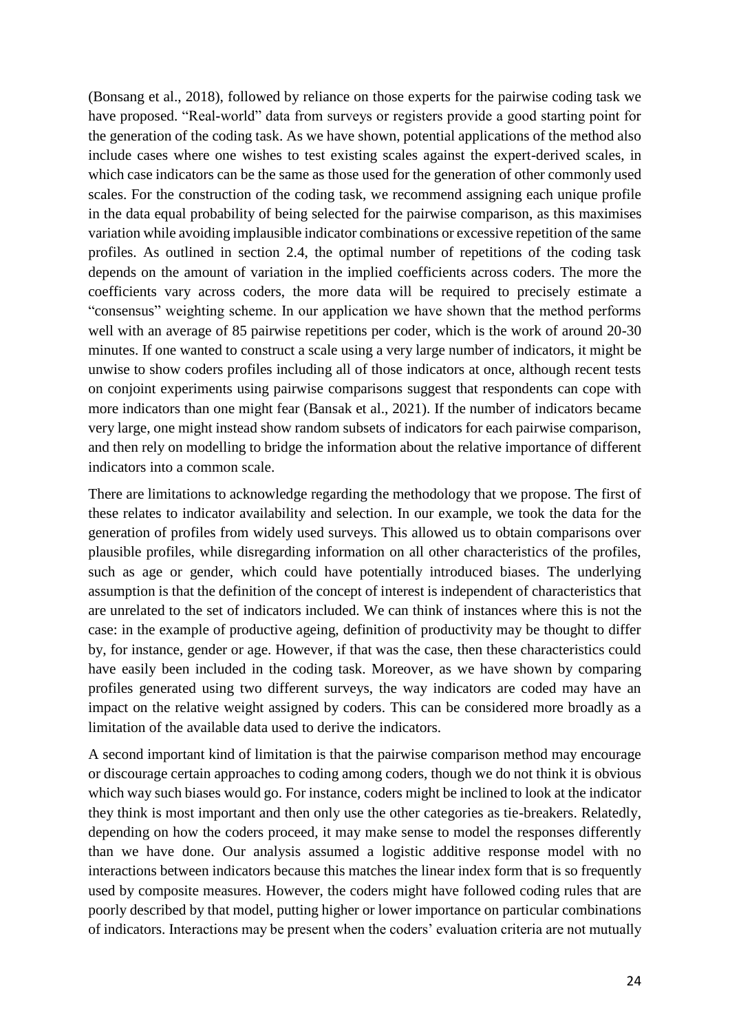(Bonsang et al., 2018), followed by reliance on those experts for the pairwise coding task we have proposed. "Real-world" data from surveys or registers provide a good starting point for the generation of the coding task. As we have shown, potential applications of the method also include cases where one wishes to test existing scales against the expert-derived scales, in which case indicators can be the same as those used for the generation of other commonly used scales. For the construction of the coding task, we recommend assigning each unique profile in the data equal probability of being selected for the pairwise comparison, as this maximises variation while avoiding implausible indicator combinations or excessive repetition of the same profiles. As outlined in section 2.4, the optimal number of repetitions of the coding task depends on the amount of variation in the implied coefficients across coders. The more the coefficients vary across coders, the more data will be required to precisely estimate a "consensus" weighting scheme. In our application we have shown that the method performs well with an average of 85 pairwise repetitions per coder, which is the work of around 20-30 minutes. If one wanted to construct a scale using a very large number of indicators, it might be unwise to show coders profiles including all of those indicators at once, although recent tests on conjoint experiments using pairwise comparisons suggest that respondents can cope with more indicators than one might fear (Bansak et al., 2021). If the number of indicators became very large, one might instead show random subsets of indicators for each pairwise comparison, and then rely on modelling to bridge the information about the relative importance of different indicators into a common scale.

There are limitations to acknowledge regarding the methodology that we propose. The first of these relates to indicator availability and selection. In our example, we took the data for the generation of profiles from widely used surveys. This allowed us to obtain comparisons over plausible profiles, while disregarding information on all other characteristics of the profiles, such as age or gender, which could have potentially introduced biases. The underlying assumption is that the definition of the concept of interest is independent of characteristics that are unrelated to the set of indicators included. We can think of instances where this is not the case: in the example of productive ageing, definition of productivity may be thought to differ by, for instance, gender or age. However, if that was the case, then these characteristics could have easily been included in the coding task. Moreover, as we have shown by comparing profiles generated using two different surveys, the way indicators are coded may have an impact on the relative weight assigned by coders. This can be considered more broadly as a limitation of the available data used to derive the indicators.

A second important kind of limitation is that the pairwise comparison method may encourage or discourage certain approaches to coding among coders, though we do not think it is obvious which way such biases would go. For instance, coders might be inclined to look at the indicator they think is most important and then only use the other categories as tie-breakers. Relatedly, depending on how the coders proceed, it may make sense to model the responses differently than we have done. Our analysis assumed a logistic additive response model with no interactions between indicators because this matches the linear index form that is so frequently used by composite measures. However, the coders might have followed coding rules that are poorly described by that model, putting higher or lower importance on particular combinations of indicators. Interactions may be present when the coders' evaluation criteria are not mutually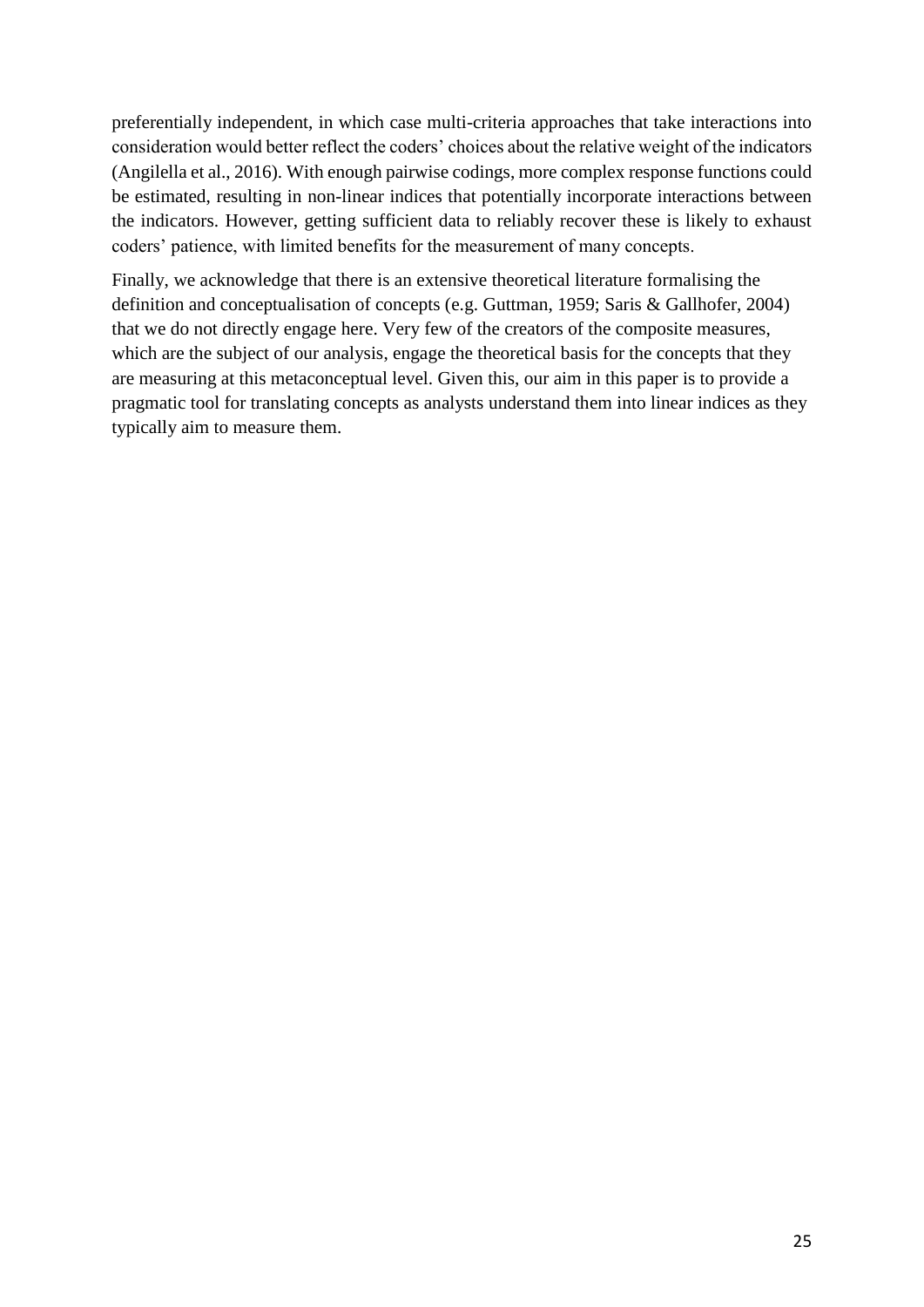preferentially independent, in which case multi-criteria approaches that take interactions into consideration would better reflect the coders' choices about the relative weight of the indicators (Angilella et al., 2016). With enough pairwise codings, more complex response functions could be estimated, resulting in non-linear indices that potentially incorporate interactions between the indicators. However, getting sufficient data to reliably recover these is likely to exhaust coders' patience, with limited benefits for the measurement of many concepts.

Finally, we acknowledge that there is an extensive theoretical literature formalising the definition and conceptualisation of concepts (e.g. Guttman, 1959; Saris & Gallhofer, 2004) that we do not directly engage here. Very few of the creators of the composite measures, which are the subject of our analysis, engage the theoretical basis for the concepts that they are measuring at this metaconceptual level. Given this, our aim in this paper is to provide a pragmatic tool for translating concepts as analysts understand them into linear indices as they typically aim to measure them.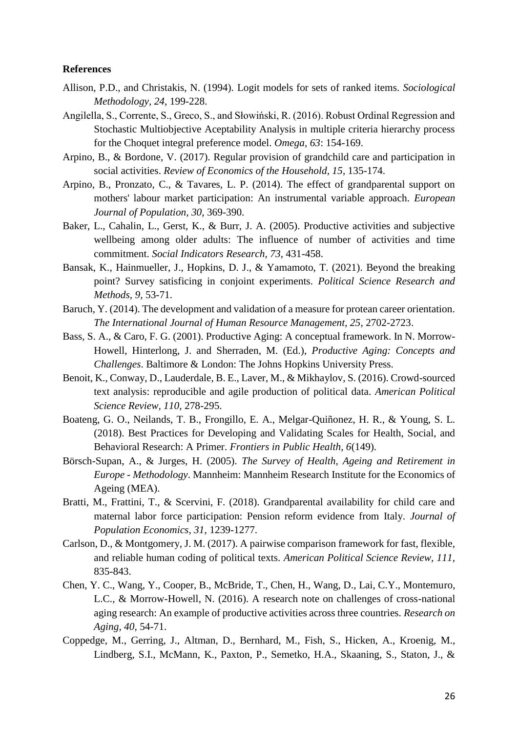**References**

Allison, P.D., and Christakis, N. (1994). Logit models for sets of ranked items. *Sociological Methodology, 24*, 199-228.

Angilella, S., Corrente, S., Greco, S., and Słowiński, R. (2016). Robust Ordinal Regression and Stochastic Multiobjective Aceptability Analysis in multiple criteria hierarchy process for the Choquet integral preference model. *Omega, 63*: 154-169.

Arpino, B., & Bordone, V. (2017). Regular provision of grandchild care and participation in social activities. *Review of Economics of the Household, 15*, 135-174.

Arpino, B., Pronzato, C., & Tavares, L. P. (2014). The effect of grandparental support on mothers' labour market participation: An instrumental variable approach. *European Journal of Population, 30*, 369-390.

Baker, L., Cahalin, L., Gerst, K., & Burr, J. A. (2005). Productive activities and subjective wellbeing among older adults: The influence of number of activities and time commitment. *Social Indicators Research, 73*, 431-458.

Bansak, K., Hainmueller, J., Hopkins, D. J., & Yamamoto, T. (2021). Beyond the breaking point? Survey satisficing in conjoint experiments. *Political Science Research and Methods, 9*, 53-71.

Baruch, Y. (2014). The development and validation of a measure for protean career orientation. *The International Journal of Human Resource Management, 25*, 2702-2723.

Bass, S. A., & Caro, F. G. (2001). Productive Aging: A conceptual framework. In N. Morrow-Howell, Hinterlong, J. and Sherraden, M. (Ed.), *Productive Aging: Concepts and Challenges*. Baltimore & London: The Johns Hopkins University Press.

Benoit, K., Conway, D., Lauderdale, B. E., Laver, M., & Mikhaylov, S. (2016). Crowd-sourced text analysis: reproducible and agile production of political data. *American Political Science Review, 110*, 278-295.

Boateng, G. O., Neilands, T. B., Frongillo, E. A., Melgar-Quiñonez, H. R., & Young, S. L. (2018). Best Practices for Developing and Validating Scales for Health, Social, and Behavioral Research: A Primer. *Frontiers in Public Health, 6*(149).

Börsch-Supan, A., & Jurges, H. (2005). *The Survey of Health, Ageing and Retirement in Europe - Methodology*. Mannheim: Mannheim Research Institute for the Economics of Ageing (MEA).

Bratti, M., Frattini, T., & Scervini, F. (2018). Grandparental availability for child care and maternal labor force participation: Pension reform evidence from Italy. *Journal of Population Economics, 31*, 1239-1277.

Carlson, D., & Montgomery, J. M. (2017). A pairwise comparison framework for fast, flexible, and reliable human coding of political texts. *American Political Science Review, 111*, 835-843.

Chen, Y. C., Wang, Y., Cooper, B., McBride, T., Chen, H., Wang, D., Lai, C.Y., Montemuro, L.C., & Morrow-Howell, N. (2016). A research note on challenges of cross-national aging research: An example of productive activities across three countries. *Research on Aging, 40*, 54-71.

Coppedge, M., Gerring, J., Altman, D., Bernhard, M., Fish, S., Hicken, A., Kroenig, M., Lindberg, S.I., McMann, K., Paxton, P., Semetko, H.A., Skaaning, S., Staton, J., &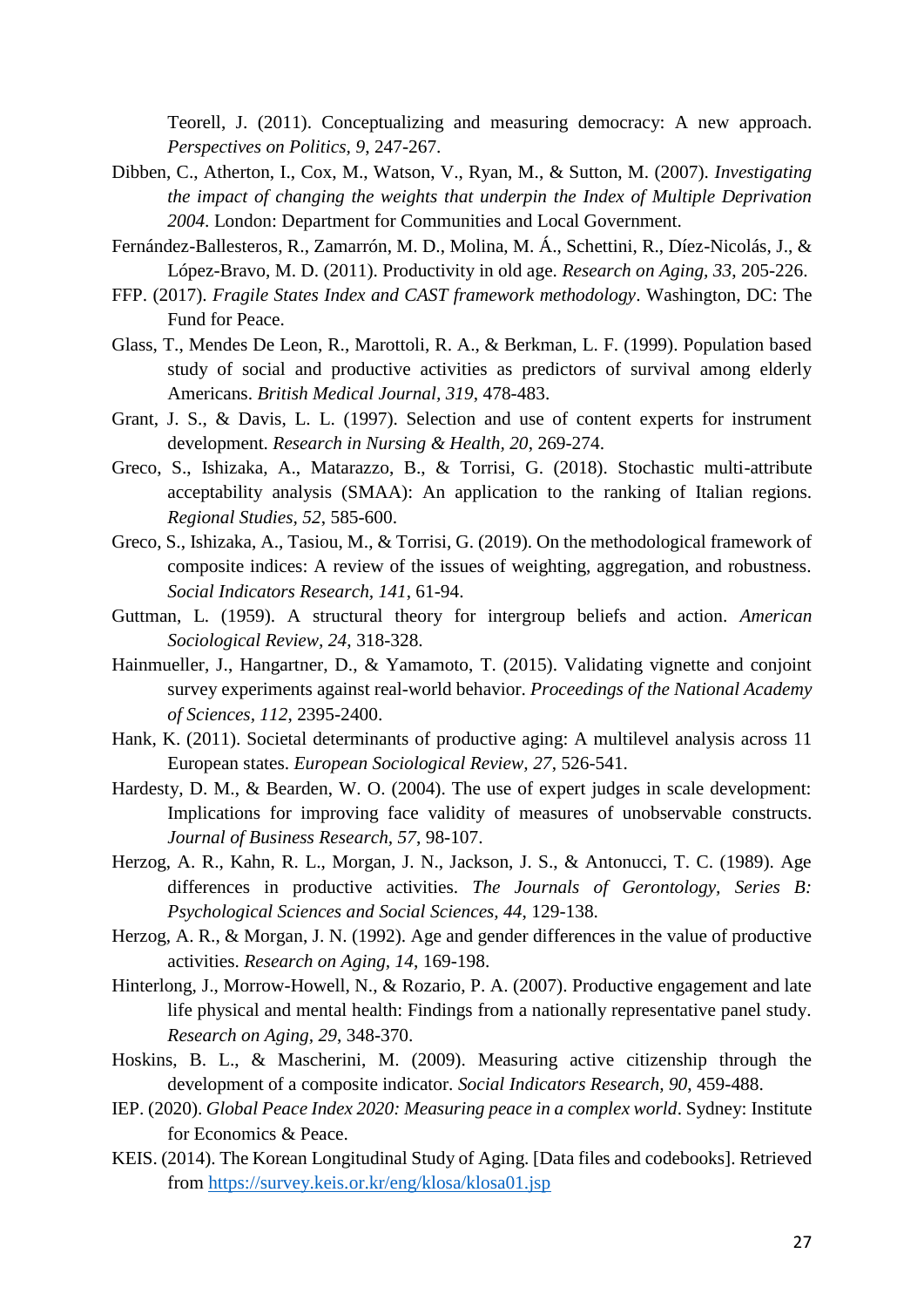Teorell, J. (2011). Conceptualizing and measuring democracy: A new approach. *Perspectives on Politics*, *9*, 247-267.

Dibben, C., Atherton, I., Cox, M., Watson, V., Ryan, M., & Sutton, M. (2007). *Investigating the impact of changing the weights that underpin the Index of Multiple Deprivation 2004*. London: Department for Communities and Local Government.

Fernández-Ballesteros, R., Zamarrón, M. D., Molina, M. Á., Schettini, R., Díez-Nicolás, J., & López-Bravo, M. D. (2011). Productivity in old age. *Research on Aging*, *33*, 205-226.

FFP. (2017). *Fragile States Index and CAST framework methodology*. Washington, DC: The Fund for Peace.

Glass, T., Mendes De Leon, R., Marottoli, R. A., & Berkman, L. F. (1999). Population based study of social and productive activities as predictors of survival among elderly Americans. *British Medical Journal*, *319*, 478-483.

Grant, J. S., & Davis, L. L. (1997). Selection and use of content experts for instrument development. *Research in Nursing & Health*, *20*, 269-274.

Greco, S., Ishizaka, A., Matarazzo, B., & Torrisi, G. (2018). Stochastic multi-attribute acceptability analysis (SMAA): An application to the ranking of Italian regions. *Regional Studies*, *52*, 585-600.

Greco, S., Ishizaka, A., Tasiou, M., & Torrisi, G. (2019). On the methodological framework of composite indices: A review of the issues of weighting, aggregation, and robustness. *Social Indicators Research*, *141*, 61-94.

Guttman, L. (1959). A structural theory for intergroup beliefs and action. *American Sociological Review*, *24*, 318-328.

Hainmueller, J., Hangartner, D., & Yamamoto, T. (2015). Validating vignette and conjoint survey experiments against real-world behavior. *Proceedings of the National Academy of Sciences*, *112*, 2395-2400.

Hank, K. (2011). Societal determinants of productive aging: A multilevel analysis across 11 European states. *European Sociological Review*, *27*, 526-541.

Hardesty, D. M., & Bearden, W. O. (2004). The use of expert judges in scale development: Implications for improving face validity of measures of unobservable constructs. *Journal of Business Research*, *57*, 98-107.

Herzog, A. R., Kahn, R. L., Morgan, J. N., Jackson, J. S., & Antonucci, T. C. (1989). Age differences in productive activities. *The Journals of Gerontology, Series B: Psychological Sciences and Social Sciences*, *44*, 129-138.

Herzog, A. R., & Morgan, J. N. (1992). Age and gender differences in the value of productive activities. *Research on Aging*, *14*, 169-198.

Hinterlong, J., Morrow-Howell, N., & Rozario, P. A. (2007). Productive engagement and late life physical and mental health: Findings from a nationally representative panel study. *Research on Aging*, *29*, 348-370.

Hoskins, B. L., & Mascherini, M. (2009). Measuring active citizenship through the development of a composite indicator. *Social Indicators Research*, *90*, 459-488.

IEP. (2020). *Global Peace Index 2020: Measuring peace in a complex world*. Sydney: Institute for Economics & Peace.

KEIS. (2014). The Korean Longitudinal Study of Aging. [Data files and codebooks]. Retrieved from https://survey.keis.or.kr/eng/klosa/klosa01.jsp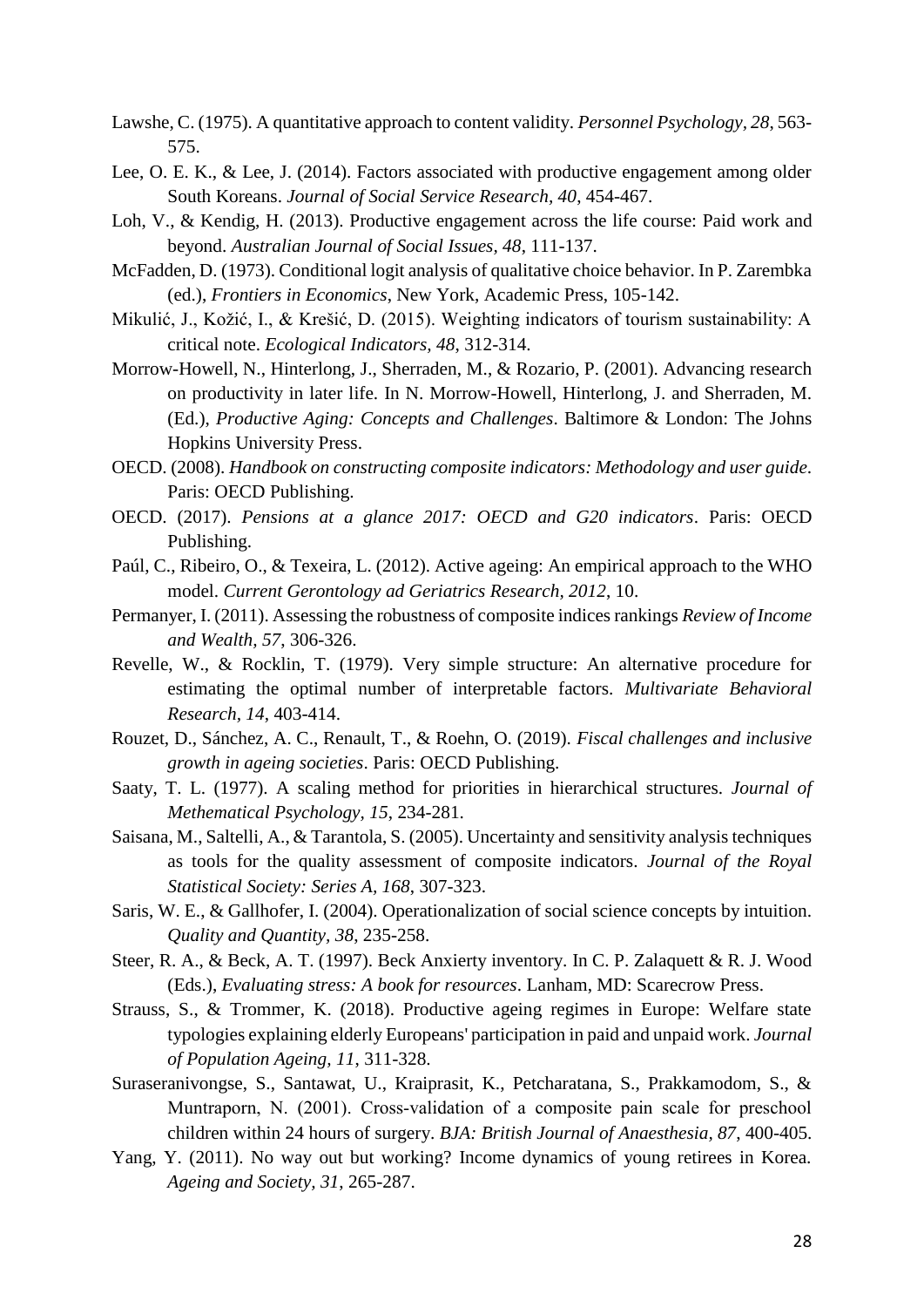Lawshe, C. (1975). A quantitative approach to content validity. *Personnel Psychology, 28*, 563-575.

Lee, O. E. K., & Lee, J. (2014). Factors associated with productive engagement among older South Koreans. *Journal of Social Service Research, 40*, 454-467.

Loh, V., & Kendig, H. (2013). Productive engagement across the life course: Paid work and beyond. *Australian Journal of Social Issues, 48*, 111-137.

McFadden, D. (1973). Conditional logit analysis of qualitative choice behavior. In P. Zarembka (ed.), *Frontiers in Economics*, New York, Academic Press, 105-142.

Mikulić, J., Kožić, I., & Krešić, D. (2015). Weighting indicators of tourism sustainability: A critical note. *Ecological Indicators, 48*, 312-314.

Morrow-Howell, N., Hinterlong, J., Sherraden, M., & Rozario, P. (2001). Advancing research on productivity in later life. In N. Morrow-Howell, Hinterlong, J. and Sherraden, M. (Ed.), *Productive Aging: Concepts and Challenges*. Baltimore & London: The Johns Hopkins University Press.

OECD. (2008). *Handbook on constructing composite indicators: Methodology and user guide*. Paris: OECD Publishing.

OECD. (2017). *Pensions at a glance 2017: OECD and G20 indicators*. Paris: OECD Publishing.

Paúl, C., Ribeiro, O., & Texeira, L. (2012). Active ageing: An empirical approach to the WHO model. *Current Gerontology ad Geriatrics Research, 2012*, 10.

Permanyer, I. (2011). Assessing the robustness of composite indices rankings *Review of Income and Wealth, 57*, 306-326.

Revelle, W., & Rocklin, T. (1979). Very simple structure: An alternative procedure for estimating the optimal number of interpretable factors. *Multivariate Behavioral Research, 14*, 403-414.

Rouzet, D., Sánchez, A. C., Renault, T., & Roehn, O. (2019). *Fiscal challenges and inclusive growth in ageing societies*. Paris: OECD Publishing.

Saaty, T. L. (1977). A scaling method for priorities in hierarchical structures. *Journal of Methematical Psychology, 15*, 234-281.

Saisana, M., Saltelli, A., & Tarantola, S. (2005). Uncertainty and sensitivity analysis techniques as tools for the quality assessment of composite indicators. *Journal of the Royal Statistical Society: Series A, 168*, 307-323.

Saris, W. E., & Gallhofer, I. (2004). Operationalization of social science concepts by intuition. *Quality and Quantity, 38*, 235-258.

Steer, R. A., & Beck, A. T. (1997). Beck Anxierty inventory. In C. P. Zalaquett & R. J. Wood (Eds.), *Evaluating stress: A book for resources*. Lanham, MD: Scarecrow Press.

Strauss, S., & Trommer, K. (2018). Productive ageing regimes in Europe: Welfare state typologies explaining elderly Europeans' participation in paid and unpaid work. *Journal of Population Ageing, 11*, 311-328.

Suraseranivongse, S., Santawat, U., Kraiprasit, K., Petcharatana, S., Prakkamodom, S., & Muntraporn, N. (2001). Cross-validation of a composite pain scale for preschool children within 24 hours of surgery. *BJA: British Journal of Anaesthesia, 87*, 400-405.

Yang, Y. (2011). No way out but working? Income dynamics of young retirees in Korea. *Ageing and Society, 31*, 265-287.